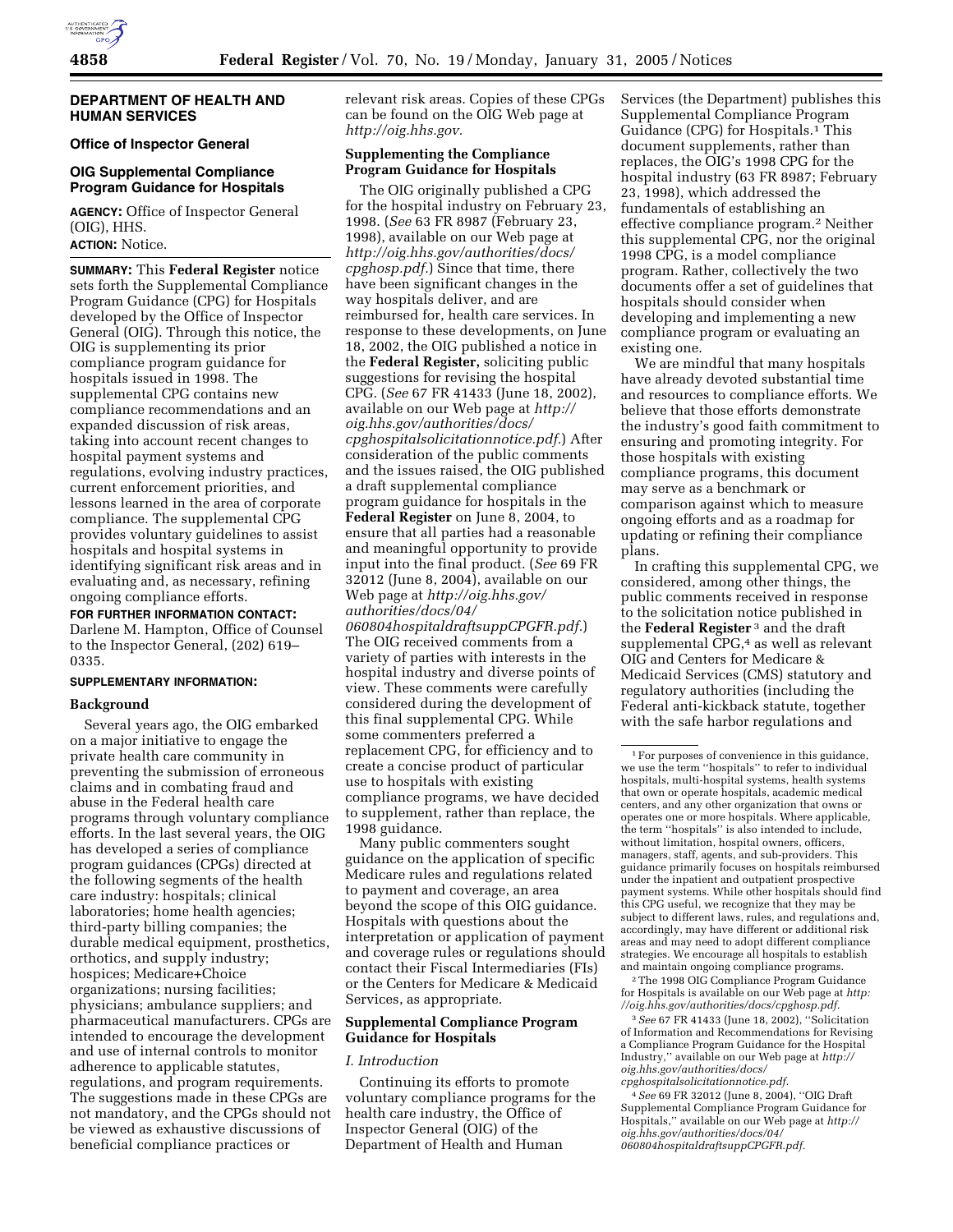# DEPARTMENT OF HEALTH AND HUMAN SERVICES

## Office of Inspector General

## OIG Supplemental Compliance Program Guidance for Hospitals

**AGENCY:** Office of Inspector General (OIG), HHS.

**ACTION:** Notice.

**SUMMARY:** This **Federal Register** notice sets forth the Supplemental Compliance Program Guidance (CPG) for Hospitals developed by the Office of Inspector General (OIG). Through this notice, the OIG is supplementing its prior compliance program guidance for hospitals issued in 1998. The supplemental CPG contains new compliance recommendations and an expanded discussion of risk areas, taking into account recent changes to hospital payment systems and regulations, evolving industry practices, current enforcement priorities, and lessons learned in the area of corporate compliance. The supplemental CPG provides voluntary guidelines to assist hospitals and hospital systems in identifying significant risk areas and in evaluating and, as necessary, refining ongoing compliance efforts.

**FOR FURTHER INFORMATION CONTACT:** Darlene M. Hampton, Office of Counsel to the Inspector General, (202) 619–0335.

**SUPPLEMENTARY INFORMATION:**

### Background

Several years ago, the OIG embarked on a major initiative to engage the private health care community in preventing the submission of erroneous claims and in combating fraud and abuse in the Federal health care programs through voluntary compliance efforts. In the last several years, the OIG has developed a series of compliance program guidances (CPGs) directed at the following segments of the health care industry: hospitals; clinical laboratories; home health agencies; third-party billing companies; the durable medical equipment, prosthetics, orthotics, and supply industry; hospices; Medicare+Choice organizations; nursing facilities; physicians; ambulance suppliers; and pharmaceutical manufacturers. CPGs are intended to encourage the development and use of internal controls to monitor adherence to applicable statutes, regulations, and program requirements. The suggestions made in these CPGs are not mandatory, and the CPGs should not be viewed as exhaustive discussions of beneficial compliance practices or relevant risk areas. Copies of these CPGs can be found on the OIG Web page at *http://oig.hhs.gov*.

### Supplementing the Compliance Program Guidance for Hospitals

The OIG originally published a CPG for the hospital industry on February 23, 1998. (*See* 63 FR 8987 (February 23, 1998), available on our Web page at *http://oig.hhs.gov/authorities/docs/cpghosp.pdf*.) Since that time, there have been significant changes in the way hospitals deliver, and are reimbursed for, health care services. In response to these developments, on June 18, 2002, the OIG published a notice in the **Federal Register,** soliciting public suggestions for revising the hospital CPG. (*See* 67 FR 41433 (June 18, 2002), available on our Web page at *http://oig.hhs.gov/authorities/docs/cpghospitalsolicitationnotice.pdf*.) After consideration of the public comments and the issues raised, the OIG published a draft supplemental compliance program guidance for hospitals in the **Federal Register** on June 8, 2004, to ensure that all parties had a reasonable and meaningful opportunity to provide input into the final product. (*See* 69 FR 32012 (June 8, 2004), available on our Web page at *http://oig.hhs.gov/authorities/docs/04/060804hospitaldraftsuppCPGFR.pdf*.) The OIG received comments from a variety of parties with interests in the hospital industry and diverse points of view. These comments were carefully considered during the development of this final supplemental CPG. While some commenters preferred a replacement CPG, for efficiency and to create a concise product of particular use to hospitals with existing compliance programs, we have decided to supplement, rather than replace, the 1998 guidance.

Many public commenters sought guidance on the application of specific Medicare rules and regulations related to payment and coverage, an area beyond the scope of this OIG guidance. Hospitals with questions about the interpretation or application of payment and coverage rules or regulations should contact their Fiscal Intermediaries (FIs) or the Centers for Medicare & Medicaid Services, as appropriate.

### Supplemental Compliance Program Guidance for Hospitals

#### *I. Introduction*

Continuing its efforts to promote voluntary compliance programs for the health care industry, the Office of Inspector General (OIG) of the Department of Health and Human Services (the Department) publishes this Supplemental Compliance Program Guidance (CPG) for Hospitals.[1] This document supplements, rather than replaces, the OIG's 1998 CPG for the hospital industry (63 FR 8987; February 23, 1998), which addressed the fundamentals of establishing an effective compliance program.[2] Neither this supplemental CPG, nor the original 1998 CPG, is a model compliance program. Rather, collectively the two documents offer a set of guidelines that hospitals should consider when developing and implementing a new compliance program or evaluating an existing one.

We are mindful that many hospitals have already devoted substantial time and resources to compliance efforts. We believe that those efforts demonstrate the industry's good faith commitment to ensuring and promoting integrity. For those hospitals with existing compliance programs, this document may serve as a benchmark or comparison against which to measure ongoing efforts and as a roadmap for updating or refining their compliance plans.

In crafting this supplemental CPG, we considered, among other things, the public comments received in response to the solicitation notice published in the **Federal Register**[3] and the draft supplemental CPG,[4] as well as relevant OIG and Centers for Medicare & Medicaid Services (CMS) statutory and regulatory authorities (including the Federal anti-kickback statute, together with the safe harbor regulations and

---

[1] For purposes of convenience in this guidance, we use the term "hospitals" to refer to individual hospitals, multi-hospital systems, health systems that own or operate hospitals, academic medical centers, and any other organization that owns or operates one or more hospitals. Where applicable, the term "hospitals" is also intended to include, without limitation, hospital owners, officers, managers, staff, agents, and sub-providers. This guidance primarily focuses on hospitals reimbursed under the inpatient and outpatient prospective payment systems. While other hospitals should find this CPG useful, we recognize that they may be subject to different laws, rules, and regulations and, accordingly, may have different or additional risk areas and may need to adopt different compliance strategies. We encourage all hospitals to establish and maintain ongoing compliance programs.

[2] The 1998 OIG Compliance Program Guidance for Hospitals is available on our Web page at *http://oig.hhs.gov/authorities/docs/cpghosp.pdf*.

[3] *See* 67 FR 41433 (June 18, 2002), "Solicitation of Information and Recommendations for Revising a Compliance Program Guidance for the Hospital Industry," available on our Web page at *http://oig.hhs.gov/authorities/docs/cpghospitalsolicitationnotice.pdf*.

[4] *See* 69 FR 32012 (June 8, 2004), "OIG Draft Supplemental Compliance Program Guidance for Hospitals," available on our Web page at *http://oig.hhs.gov/authorities/docs/04/060804hospitaldraftsuppCPGFR.pdf*.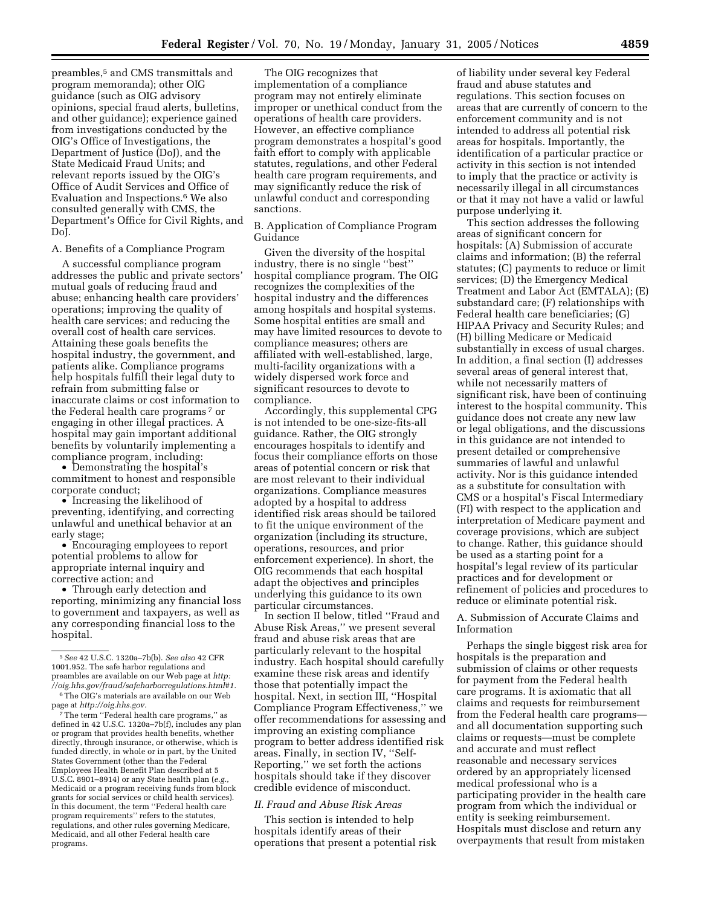preambles,[5] and CMS transmittals and program memoranda); other OIG guidance (such as OIG advisory opinions, special fraud alerts, bulletins, and other guidance); experience gained from investigations conducted by the OIG's Office of Investigations, the Department of Justice (DoJ), and the State Medicaid Fraud Units; and relevant reports issued by the OIG's Office of Audit Services and Office of Evaluation and Inspections.[6] We also consulted generally with CMS, the Department's Office for Civil Rights, and DoJ.

A. Benefits of a Compliance Program

A successful compliance program addresses the public and private sectors' mutual goals of reducing fraud and abuse; enhancing health care providers' operations; improving the quality of health care services; and reducing the overall cost of health care services. Attaining these goals benefits the hospital industry, the government, and patients alike. Compliance programs help hospitals fulfill their legal duty to refrain from submitting false or inaccurate claims or cost information to the Federal health care programs[7] or engaging in other illegal practices. A hospital may gain important additional benefits by voluntarily implementing a compliance program, including:

- Demonstrating the hospital's commitment to honest and responsible corporate conduct;
- Increasing the likelihood of preventing, identifying, and correcting unlawful and unethical behavior at an early stage;
- Encouraging employees to report potential problems to allow for appropriate internal inquiry and corrective action; and
- Through early detection and reporting, minimizing any financial loss to government and taxpayers, as well as any corresponding financial loss to the hospital.

The OIG recognizes that implementation of a compliance program may not entirely eliminate improper or unethical conduct from the operations of health care providers. However, an effective compliance program demonstrates a hospital's good faith effort to comply with applicable statutes, regulations, and other Federal health care program requirements, and may significantly reduce the risk of unlawful conduct and corresponding sanctions.

B. Application of Compliance Program Guidance

Given the diversity of the hospital industry, there is no single ''best'' hospital compliance program. The OIG recognizes the complexities of the hospital industry and the differences among hospitals and hospital systems. Some hospital entities are small and may have limited resources to devote to compliance measures; others are affiliated with well-established, large, multi-facility organizations with a widely dispersed work force and significant resources to devote to compliance.

Accordingly, this supplemental CPG is not intended to be one-size-fits-all guidance. Rather, the OIG strongly encourages hospitals to identify and focus their compliance efforts on those areas of potential concern or risk that are most relevant to their individual organizations. Compliance measures adopted by a hospital to address identified risk areas should be tailored to fit the unique environment of the organization (including its structure, operations, resources, and prior enforcement experience). In short, the OIG recommends that each hospital adapt the objectives and principles underlying this guidance to its own particular circumstances.

In section II below, titled ''Fraud and Abuse Risk Areas,'' we present several fraud and abuse risk areas that are particularly relevant to the hospital industry. Each hospital should carefully examine these risk areas and identify those that potentially impact the hospital. Next, in section III, ''Hospital Compliance Program Effectiveness,'' we offer recommendations for assessing and improving an existing compliance program to better address identified risk areas. Finally, in section IV, ''Self-Reporting,'' we set forth the actions hospitals should take if they discover credible evidence of misconduct.

## *II. Fraud and Abuse Risk Areas*

This section is intended to help hospitals identify areas of their operations that present a potential risk of liability under several key Federal fraud and abuse statutes and regulations. This section focuses on areas that are currently of concern to the enforcement community and is not intended to address all potential risk areas for hospitals. Importantly, the identification of a particular practice or activity in this section is not intended to imply that the practice or activity is necessarily illegal in all circumstances or that it may not have a valid or lawful purpose underlying it.

This section addresses the following areas of significant concern for hospitals: (A) Submission of accurate claims and information; (B) the referral statutes; (C) payments to reduce or limit services; (D) the Emergency Medical Treatment and Labor Act (EMTALA); (E) substandard care; (F) relationships with Federal health care beneficiaries; (G) HIPAA Privacy and Security Rules; and (H) billing Medicare or Medicaid substantially in excess of usual charges. In addition, a final section (I) addresses several areas of general interest that, while not necessarily matters of significant risk, have been of continuing interest to the hospital community. This guidance does not create any new law or legal obligations, and the discussions in this guidance are not intended to present detailed or comprehensive summaries of lawful and unlawful activity. Nor is this guidance intended as a substitute for consultation with CMS or a hospital's Fiscal Intermediary (FI) with respect to the application and interpretation of Medicare payment and coverage provisions, which are subject to change. Rather, this guidance should be used as a starting point for a hospital's legal review of its particular practices and for development or refinement of policies and procedures to reduce or eliminate potential risk.

A. Submission of Accurate Claims and Information

Perhaps the single biggest risk area for hospitals is the preparation and submission of claims or other requests for payment from the Federal health care programs. It is axiomatic that all claims and requests for reimbursement from the Federal health care programs—and all documentation supporting such claims or requests—must be complete and accurate and must reflect reasonable and necessary services ordered by an appropriately licensed medical professional who is a participating provider in the health care program from which the individual or entity is seeking reimbursement. Hospitals must disclose and return any overpayments that result from mistaken

---

[5] *See* 42 U.S.C. 1320a–7b(b). *See also* 42 CFR 1001.952. The safe harbor regulations and preambles are available on our Web page at *http://oig.hhs.gov/fraud/safeharborregulations.html#1.*

[6] The OIG's materials are available on our Web page at *http://oig.hhs.gov.*

[7] The term ''Federal health care programs,'' as defined in 42 U.S.C. 1320a–7b(f), includes any plan or program that provides health benefits, whether directly, through insurance, or otherwise, which is funded directly, in whole or in part, by the United States Government (other than the Federal Employees Health Benefit Plan described at 5 U.S.C. 8901–8914) or any State health plan (*e.g.*, Medicaid or a program receiving funds from block grants for social services or child health services). In this document, the term ''Federal health care program requirements'' refers to the statutes, regulations, and other rules governing Medicare, Medicaid, and all other Federal health care programs.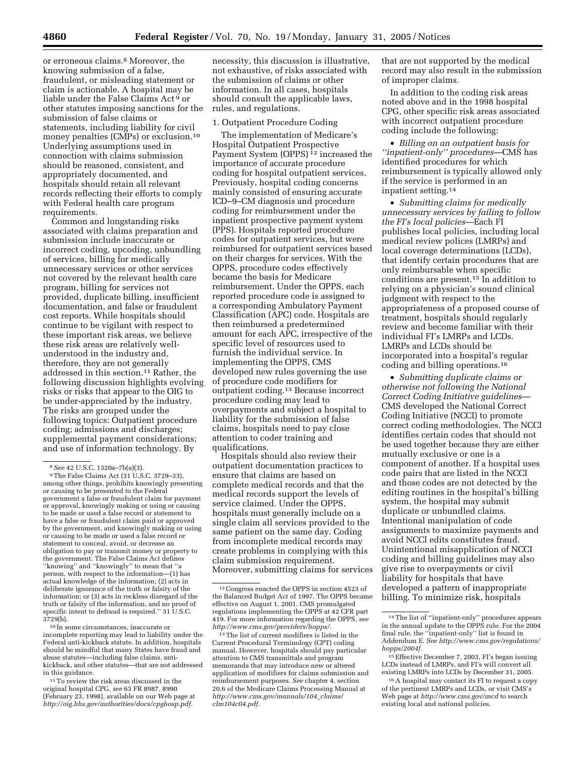or erroneous claims.[8] Moreover, the knowing submission of a false, fraudulent, or misleading statement or claim is actionable. A hospital may be liable under the False Claims Act [9] or other statutes imposing sanctions for the submission of false claims or statements, including liability for civil money penalties (CMPs) or exclusion.[10] Underlying assumptions used in connection with claims submission should be reasoned, consistent, and appropriately documented, and hospitals should retain all relevant records reflecting their efforts to comply with Federal health care program requirements.

Common and longstanding risks associated with claims preparation and submission include inaccurate or incorrect coding, upcoding, unbundling of services, billing for medically unnecessary services or other services not covered by the relevant health care program, billing for services not provided, duplicate billing, insufficient documentation, and false or fraudulent cost reports. While hospitals should continue to be vigilant with respect to these important risk areas, we believe these risk areas are relatively well-understood in the industry and, therefore, they are not generally addressed in this section.[11] Rather, the following discussion highlights evolving risks or risks that appear to the OIG to be under-appreciated by the industry. The risks are grouped under the following topics: Outpatient procedure coding; admissions and discharges; supplemental payment considerations; and use of information technology. By necessity, this discussion is illustrative, not exhaustive, of risks associated with the submission of claims or other information. In all cases, hospitals should consult the applicable laws, rules, and regulations.

1. Outpatient Procedure Coding

The implementation of Medicare's Hospital Outpatient Prospective Payment System (OPPS) [12] increased the importance of accurate procedure coding for hospital outpatient services. Previously, hospital coding concerns mainly consisted of ensuring accurate ICD–9–CM diagnosis and procedure coding for reimbursement under the inpatient prospective payment system (PPS). Hospitals reported procedure codes for outpatient services, but were reimbursed for outpatient services based on their charges for services. With the OPPS, procedure codes effectively became the basis for Medicare reimbursement. Under the OPPS, each reported procedure code is assigned to a corresponding Ambulatory Payment Classification (APC) code. Hospitals are then reimbursed a predetermined amount for each APC, irrespective of the specific level of resources used to furnish the individual service. In implementing the OPPS, CMS developed new rules governing the use of procedure code modifiers for outpatient coding.[13] Because incorrect procedure coding may lead to overpayments and subject a hospital to liability for the submission of false claims, hospitals need to pay close attention to coder training and qualifications.

Hospitals should also review their outpatient documentation practices to ensure that claims are based on complete medical records and that the medical records support the levels of service claimed. Under the OPPS, hospitals must generally include on a single claim all services provided to the same patient on the same day. Coding from incomplete medical records may create problems in complying with this claim submission requirement. Moreover, submitting claims for services that are not supported by the medical record may also result in the submission of improper claims.

In addition to the coding risk areas noted above and in the 1998 hospital CPG, other specific risk areas associated with incorrect outpatient procedure coding include the following:

- *Billing on an outpatient basis for "inpatient-only" procedures*—CMS has identified procedures for which reimbursement is typically allowed only if the service is performed in an inpatient setting.[14]
- *Submitting claims for medically unnecessary services by failing to follow the FI's local policies*—Each FI publishes local policies, including local medical review polices (LMRPs) and local coverage determinations (LCDs), that identify certain procedures that are only reimbursable when specific conditions are present.[15] In addition to relying on a physician's sound clinical judgment with respect to the appropriateness of a proposed course of treatment, hospitals should regularly review and become familiar with their individual FI's LMRPs and LCDs. LMRPs and LCDs should be incorporated into a hospital's regular coding and billing operations.[16]
- *Submitting duplicate claims or otherwise not following the National Correct Coding Initiative guidelines*—CMS developed the National Correct Coding Initiative (NCCI) to promote correct coding methodologies. The NCCI identifies certain codes that should not be used together because they are either mutually exclusive or one is a component of another. If a hospital uses code pairs that are listed in the NCCI and those codes are not detected by the editing routines in the hospital's billing system, the hospital may submit duplicate or unbundled claims. Intentional manipulation of code assignments to maximize payments and avoid NCCI edits constitutes fraud. Unintentional misapplication of NCCI coding and billing guidelines may also give rise to overpayments or civil liability for hospitals that have developed a pattern of inappropriate billing. To minimize risk, hospitals

---

[8] *See* 42 U.S.C. 1320a–7b(a)(3).

[9] The False Claims Act (31 U.S.C. 3729–33), among other things, prohibits knowingly presenting or causing to be presented to the Federal government a false or fraudulent claim for payment or approval, knowingly making or using or causing to be made or used a false record or statement to have a false or fraudulent claim paid or approved by the government, and knowingly making or using or causing to be made or used a false record or statement to conceal, avoid, or decrease an obligation to pay or transmit money or property to the government. The False Claims Act defines "knowing" and "knowingly" to mean that "a person, with respect to the information—(1) has actual knowledge of the information; (2) acts in deliberate ignorance of the truth or falsity of the information; or (3) acts in reckless disregard of the truth or falsity of the information, and no proof of specific intent to defraud is required." 31 U.S.C. 3729(b).

[10] In some circumstances, inaccurate or incomplete reporting may lead to liability under the Federal anti-kickback statute. In addition, hospitals should be mindful that many States have fraud and abuse statutes—including false claims, anti-kickback, and other statutes—that are not addressed in this guidance.

[11] To review the risk areas discussed in the original hospital CPG, *see* 63 FR 8987, 8990 (February 23, 1998), available on our Web page at *http://oig.hhs.gov/authorities/docs/cpghosp.pdf*.

[12] Congress enacted the OPPS in section 4523 of the Balanced Budget Act of 1997. The OPPS became effective on August 1, 2001. CMS promulgated regulations implementing the OPPS at 42 CFR part 419. For more information regarding the OPPS, *see http://www.cms.gov/providers/hopps/*.

[13] The list of current modifiers is listed in the Current Procedural Terminology (CPT) coding manual. However, hospitals should pay particular attention to CMS transmittals and program memoranda that may introduce new or altered application of modifiers for claims submission and reimbursement purposes. *See* chapter 4, section 20.6 of the Medicare Claims Processing Manual at *http://www.cms.gov/manuals/104_claims/clm104c04.pdf*.

[14] The list of "inpatient-only" procedures appears in the annual update to the OPPS rule. For the 2004 final rule, the "inpatient-only" list is found in Addendum E. *See http://www.cms.gov/regulations/hopps/2004f*.

[15] Effective December 7, 2003, FI's began issuing LCDs instead of LMRPs, and FI's will convert all existing LMRPs into LCDs by December 31, 2005.

[16] A hospital may contact its FI to request a copy of the pertinent LMRPs and LCDs, or visit CMS's Web page at *http://www.cms.gov/mcd* to search existing local and national policies.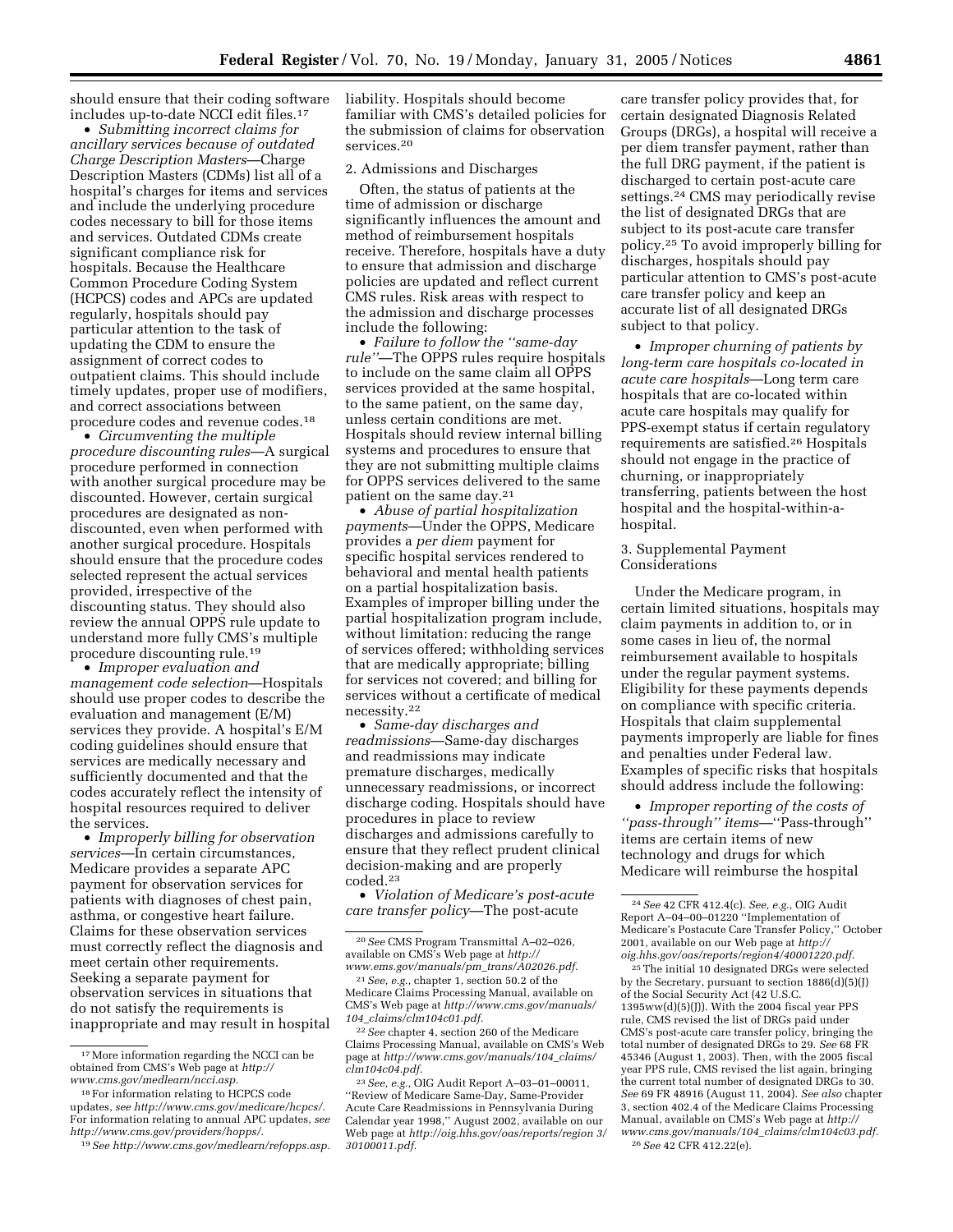should ensure that their coding software includes up-to-date NCCI edit files.[17]

• *Submitting incorrect claims for ancillary services because of outdated Charge Description Masters*—Charge Description Masters (CDMs) list all of a hospital's charges for items and services and include the underlying procedure codes necessary to bill for those items and services. Outdated CDMs create significant compliance risk for hospitals. Because the Healthcare Common Procedure Coding System (HCPCS) codes and APCs are updated regularly, hospitals should pay particular attention to the task of updating the CDM to ensure the assignment of correct codes to outpatient claims. This should include timely updates, proper use of modifiers, and correct associations between procedure codes and revenue codes.[18]

• *Circumventing the multiple procedure discounting rules*—A surgical procedure performed in connection with another surgical procedure may be discounted. However, certain surgical procedures are designated as non-discounted, even when performed with another surgical procedure. Hospitals should ensure that the procedure codes selected represent the actual services provided, irrespective of the discounting status. They should also review the annual OPPS rule update to understand more fully CMS's multiple procedure discounting rule.[19]

• *Improper evaluation and management code selection*—Hospitals should use proper codes to describe the evaluation and management (E/M) services they provide. A hospital's E/M coding guidelines should ensure that services are medically necessary and sufficiently documented and that the codes accurately reflect the intensity of hospital resources required to deliver the services.

• *Improperly billing for observation services*—In certain circumstances, Medicare provides a separate APC payment for observation services for patients with diagnoses of chest pain, asthma, or congestive heart failure. Claims for these observation services must correctly reflect the diagnosis and meet certain other requirements. Seeking a separate payment for observation services in situations that do not satisfy the requirements is inappropriate and may result in hospital liability. Hospitals should become familiar with CMS's detailed policies for the submission of claims for observation services.[20]

2. Admissions and Discharges

Often, the status of patients at the time of admission or discharge significantly influences the amount and method of reimbursement hospitals receive. Therefore, hospitals have a duty to ensure that admission and discharge policies are updated and reflect current CMS rules. Risk areas with respect to the admission and discharge processes include the following:

• *Failure to follow the "same-day rule"*—The OPPS rules require hospitals to include on the same claim all OPPS services provided at the same hospital, to the same patient, on the same day, unless certain conditions are met. Hospitals should review internal billing systems and procedures to ensure that they are not submitting multiple claims for OPPS services delivered to the same patient on the same day.[21]

• *Abuse of partial hospitalization payments*—Under the OPPS, Medicare provides a *per diem* payment for specific hospital services rendered to behavioral and mental health patients on a partial hospitalization basis. Examples of improper billing under the partial hospitalization program include, without limitation: reducing the range of services offered; withholding services that are medically appropriate; billing for services not covered; and billing for services without a certificate of medical necessity.[22]

• *Same-day discharges and readmissions*—Same-day discharges and readmissions may indicate premature discharges, medically unnecessary readmissions, or incorrect discharge coding. Hospitals should have procedures in place to review discharges and admissions carefully to ensure that they reflect prudent clinical decision-making and are properly coded.[23]

• *Violation of Medicare's post-acute care transfer policy*—The post-acute care transfer policy provides that, for certain designated Diagnosis Related Groups (DRGs), a hospital will receive a per diem transfer payment, rather than the full DRG payment, if the patient is discharged to certain post-acute care settings.[24] CMS may periodically revise the list of designated DRGs that are subject to its post-acute care transfer policy.[25] To avoid improperly billing for discharges, hospitals should pay particular attention to CMS's post-acute care transfer policy and keep an accurate list of all designated DRGs subject to that policy.

• *Improper churning of patients by long-term care hospitals co-located in acute care hospitals*—Long term care hospitals that are co-located within acute care hospitals may qualify for PPS-exempt status if certain regulatory requirements are satisfied.[26] Hospitals should not engage in the practice of churning, or inappropriately transferring, patients between the host hospital and the hospital-within-a-hospital.

3. Supplemental Payment Considerations

Under the Medicare program, in certain limited situations, hospitals may claim payments in addition to, or in some cases in lieu of, the normal reimbursement available to hospitals under the regular payment systems. Eligibility for these payments depends on compliance with specific criteria. Hospitals that claim supplemental payments improperly are liable for fines and penalties under Federal law. Examples of specific risks that hospitals should address include the following:

• *Improper reporting of the costs of "pass-through" items*—"Pass-through" items are certain items of new technology and drugs for which Medicare will reimburse the hospital

---

[17] More information regarding the NCCI can be obtained from CMS's Web page at *http://www.cms.gov/medlearn/ncci.asp.*

[18] For information relating to HCPCS code updates, *see http://www.cms.gov/medicare/hcpcs/*. For information relating to annual APC updates, *see http://www.cms.gov/providers/hopps/.*

[19] *See http://www.cms.gov/medlearn/refopps.asp.*

[20] *See* CMS Program Transmittal A–02–026, available on CMS's Web page at *http://www.ems.gov/manuals/pm_trans/A02026.pdf.*

[21] *See, e.g.,* chapter 1, section 50.2 of the Medicare Claims Processing Manual, available on CMS's Web page at *http://www.cms.gov/manuals/104_claims/clm104c01.pdf.*

[22] *See* chapter 4, section 260 of the Medicare Claims Processing Manual, available on CMS's Web page at *http://www.cms.gov/manuals/104_claims/clm104c04.pdf.*

[23] *See, e.g.,* OIG Audit Report A–03–01–00011, "Review of Medicare Same-Day, Same-Provider Acute Care Readmissions in Pennsylvania During Calendar year 1998," August 2002, available on our Web page at *http://oig.hhs.gov/oas/reports/region 3/30100011.pdf.*

[24] *See* 42 CFR 412.4(c). *See, e.g.,* OIG Audit Report A–04–00–01220 "Implementation of Medicare's Postacute Care Transfer Policy," October 2001, available on our Web page at *http://oig.hhs.gov/oas/reports/region4/40001220.pdf.*

[25] The initial 10 designated DRGs were selected by the Secretary, pursuant to section 1886(d)(5)(J) of the Social Security Act (42 U.S.C. 1395ww(d)(5)(J)). With the 2004 fiscal year PPS rule, CMS revised the list of DRGs paid under CMS's post-acute care transfer policy, bringing the total number of designated DRGs to 29. *See* 68 FR 45346 (August 1, 2003). Then, with the 2005 fiscal year PPS rule, CMS revised the list again, bringing the current total number of designated DRGs to 30. *See* 69 FR 48916 (August 11, 2004). *See also* chapter 3, section 402.4 of the Medicare Claims Processing Manual, available on CMS's Web page at *http://www.cms.gov/manuals/104_claims/clm104c03.pdf.*

[26] *See* 42 CFR 412.22(e).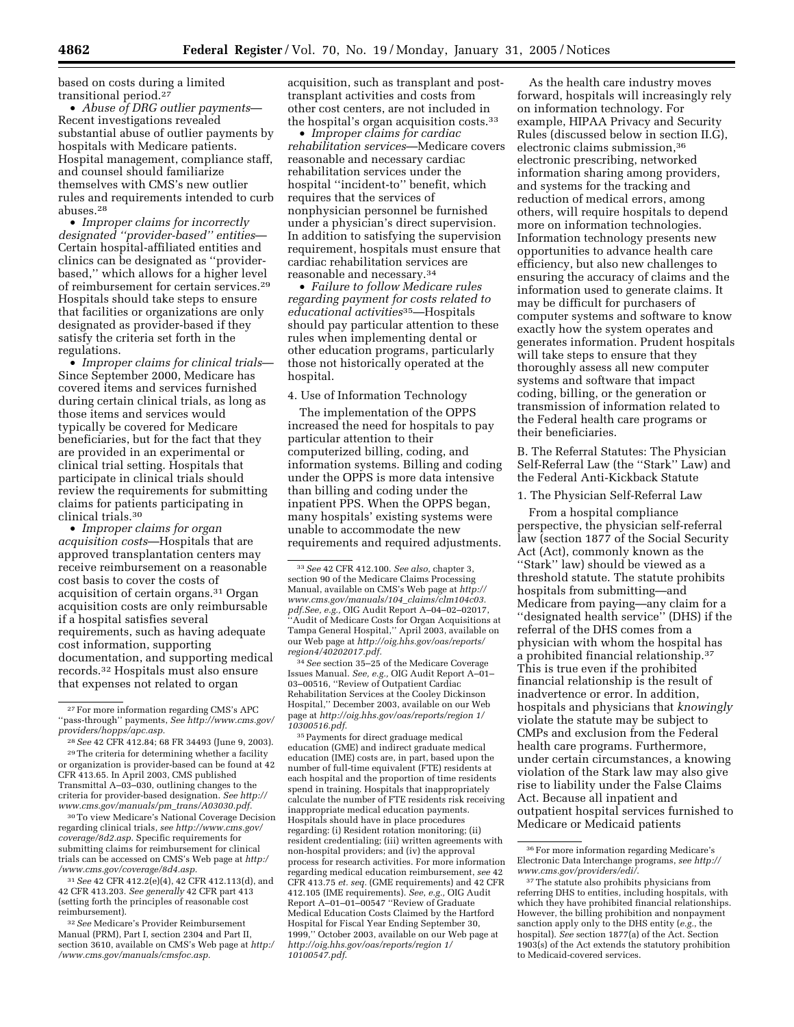based on costs during a limited transitional period.[27]

- *Abuse of DRG outlier payments*—Recent investigations revealed substantial abuse of outlier payments by hospitals with Medicare patients. Hospital management, compliance staff, and counsel should familiarize themselves with CMS's new outlier rules and requirements intended to curb abuses.[28]
- *Improper claims for incorrectly designated "provider-based" entities*—Certain hospital-affiliated entities and clinics can be designated as "provider-based," which allows for a higher level of reimbursement for certain services.[29] Hospitals should take steps to ensure that facilities or organizations are only designated as provider-based if they satisfy the criteria set forth in the regulations.
- *Improper claims for clinical trials*—Since September 2000, Medicare has covered items and services furnished during certain clinical trials, as long as those items and services would typically be covered for Medicare beneficiaries, but for the fact that they are provided in an experimental or clinical trial setting. Hospitals that participate in clinical trials should review the requirements for submitting claims for patients participating in clinical trials.[30]
- *Improper claims for organ acquisition costs*—Hospitals that are approved transplantation centers may receive reimbursement on a reasonable cost basis to cover the costs of acquisition of certain organs.[31] Organ acquisition costs are only reimbursable if a hospital satisfies several requirements, such as having adequate cost information, supporting documentation, and supporting medical records.[32] Hospitals must also ensure that expenses not related to organ acquisition, such as transplant and post-transplant activities and costs from other cost centers, are not included in the hospital's organ acquisition costs.[33]
- *Improper claims for cardiac rehabilitation services*—Medicare covers reasonable and necessary cardiac rehabilitation services under the hospital "incident-to" benefit, which requires that the services of nonphysician personnel be furnished under a physician's direct supervision. In addition to satisfying the supervision requirement, hospitals must ensure that cardiac rehabilitation services are reasonable and necessary.[34]
- *Failure to follow Medicare rules regarding payment for costs related to educational activities*[35]—Hospitals should pay particular attention to these rules when implementing dental or other education programs, particularly those not historically operated at the hospital.

4. Use of Information Technology

The implementation of the OPPS increased the need for hospitals to pay particular attention to their computerized billing, coding, and information systems. Billing and coding under the OPPS is more data intensive than billing and coding under the inpatient PPS. When the OPPS began, many hospitals' existing systems were unable to accommodate the new requirements and required adjustments.

As the health care industry moves forward, hospitals will increasingly rely on information technology. For example, HIPAA Privacy and Security Rules (discussed below in section II.G), electronic claims submission,[36] electronic prescribing, networked information sharing among providers, and systems for the tracking and reduction of medical errors, among others, will require hospitals to depend more on information technologies. Information technology presents new opportunities to advance health care efficiency, but also new challenges to ensuring the accuracy of claims and the information used to generate claims. It may be difficult for purchasers of computer systems and software to know exactly how the system operates and generates information. Prudent hospitals will take steps to ensure that they thoroughly assess all new computer systems and software that impact coding, billing, or the generation or transmission of information related to the Federal health care programs or their beneficiaries.

B. The Referral Statutes: The Physician Self-Referral Law (the "Stark" Law) and the Federal Anti-Kickback Statute

1. The Physician Self-Referral Law

From a hospital compliance perspective, the physician self-referral law (section 1877 of the Social Security Act (Act), commonly known as the "Stark" law) should be viewed as a threshold statute. The statute prohibits hospitals from submitting—and Medicare from paying—any claim for a "designated health service" (DHS) if the referral of the DHS comes from a physician with whom the hospital has a prohibited financial relationship.[37] This is true even if the prohibited financial relationship is the result of inadvertence or error. In addition, hospitals and physicians that *knowingly* violate the statute may be subject to CMPs and exclusion from the Federal health care programs. Furthermore, under certain circumstances, a knowing violation of the Stark law may also give rise to liability under the False Claims Act. Because all inpatient and outpatient hospital services furnished to Medicare or Medicaid patients

---

[27] For more information regarding CMS's APC "pass-through" payments, *See http://www.cms.gov/providers/hopps/apc.asp.*

[28] *See* 42 CFR 412.84; 68 FR 34493 (June 9, 2003).

[29] The criteria for determining whether a facility or organization is provider-based can be found at 42 CFR 413.65. In April 2003, CMS published Transmittal A–03–030, outlining changes to the criteria for provider-based designation. *See http://www.cms.gov/manuals/pm_trans/A03030.pdf.*

[30] To view Medicare's National Coverage Decision regarding clinical trials, *see http://www.cms.gov/coverage/8d2.asp.* Specific requirements for submitting claims for reimbursement for clinical trials can be accessed on CMS's Web page at *http://www.cms.gov/coverage/8d4.asp.*

[31] *See* 42 CFR 412.2(e)(4), 42 CFR 412.113(d), and 42 CFR 413.203. *See generally* 42 CFR part 413 (setting forth the principles of reasonable cost reimbursement).

[32] *See* Medicare's Provider Reimbursement Manual (PRM), Part I, section 2304 and Part II, section 3610, available on CMS's Web page at *http://www.cms.gov/manuals/cmsfoc.asp.*

[33] *See* 42 CFR 412.100. *See also,* chapter 3, section 90 of the Medicare Claims Processing Manual, available on CMS's Web page at *http://www.cms.gov/manuals/104_claims/clm104c03.pdf.See, e.g.,* OIG Audit Report A–04–02–02017, "Audit of Medicare Costs for Organ Acquisitions at Tampa General Hospital," April 2003, available on our Web page at *http://oig.hhs.gov/oas/reports/region4/40202017.pdf.*

[34] *See* section 35–25 of the Medicare Coverage Issues Manual. *See, e.g.,* OIG Audit Report A–01–03–00516, "Review of Outpatient Cardiac Rehabilitation Services at the Cooley Dickinson Hospital," December 2003, available on our Web page at *http://oig.hhs.gov/oas/reports/region 1/10300516.pdf.*

[35] Payments for direct graduate medical education (GME) and indirect graduate medical education (IME) costs are, in part, based upon the number of full-time equivalent (FTE) residents at each hospital and the proportion of time residents spend in training. Hospitals that inappropriately calculate the number of FTE residents risk receiving inappropriate medical education payments. Hospitals should have in place procedures regarding: (i) Resident rotation monitoring; (ii) resident credentialing; (iii) written agreements with non-hospital providers; and (iv) the approval process for research activities. For more information regarding medical education reimbursement, *see* 42 CFR 413.75 *et. seq.* (GME requirements) and 42 CFR 412.105 (IME requirements). *See, e.g.,* OIG Audit Report A–01–01–00547 "Review of Graduate Medical Education Costs Claimed by the Hartford Hospital for Fiscal Year Ending September 30, 1999," October 2003, available on our Web page at *http://oig.hhs.gov/oas/reports/region 1/10100547.pdf.*

[36] For more information regarding Medicare's Electronic Data Interchange programs, *see http://www.cms.gov/providers/edi/.*

[37] The statute also prohibits physicians from referring DHS to entities, including hospitals, with which they have prohibited financial relationships. However, the billing prohibition and nonpayment sanction apply only to the DHS entity (*e.g.*, the hospital). *See* section 1877(a) of the Act. Section 1903(s) of the Act extends the statutory prohibition to Medicaid-covered services.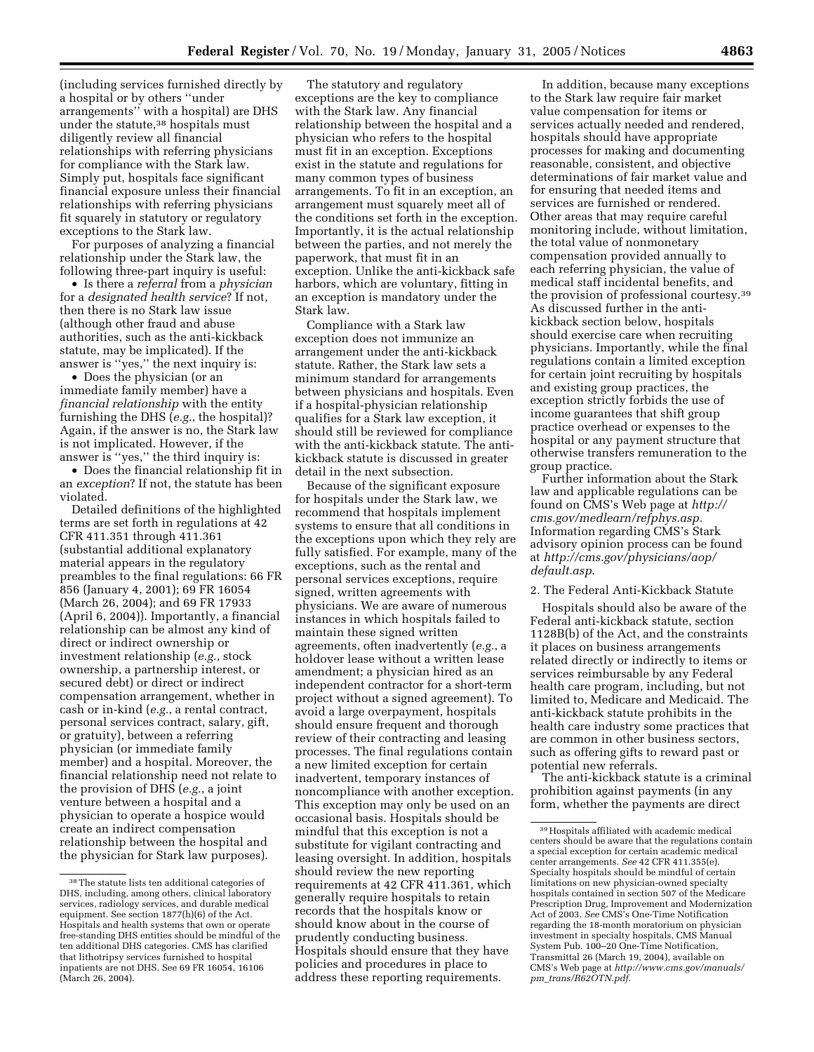(including services furnished directly by a hospital or by others "under arrangements" with a hospital) are DHS under the statute,[38] hospitals must diligently review all financial relationships with referring physicians for compliance with the Stark law. Simply put, hospitals face significant financial exposure unless their financial relationships with referring physicians fit squarely in statutory or regulatory exceptions to the Stark law.

For purposes of analyzing a financial relationship under the Stark law, the following three-part inquiry is useful:

- Is there a *referral* from a *physician* for a *designated health service*? If not, then there is no Stark law issue (although other fraud and abuse authorities, such as the anti-kickback statute, may be implicated). If the answer is "yes," the next inquiry is:
- Does the physician (or an immediate family member) have a *financial relationship* with the entity furnishing the DHS (*e.g.*, the hospital)? Again, if the answer is no, the Stark law is not implicated. However, if the answer is "yes," the third inquiry is:
- Does the financial relationship fit in an *exception*? If not, the statute has been violated.

Detailed definitions of the highlighted terms are set forth in regulations at 42 CFR 411.351 through 411.361 (substantial additional explanatory material appears in the regulatory preambles to the final regulations: 66 FR 856 (January 4, 2001); 69 FR 16054 (March 26, 2004); and 69 FR 17933 (April 6, 2004)). Importantly, a financial relationship can be almost any kind of direct or indirect ownership or investment relationship (*e.g.*, stock ownership, a partnership interest, or secured debt) or direct or indirect compensation arrangement, whether in cash or in-kind (*e.g.*, a rental contract, personal services contract, salary, gift, or gratuity), between a referring physician (or immediate family member) and a hospital. Moreover, the financial relationship need not relate to the provision of DHS (*e.g.*, a joint venture between a hospital and a physician to operate a hospice would create an indirect compensation relationship between the hospital and the physician for Stark law purposes).

The statutory and regulatory exceptions are the key to compliance with the Stark law. Any financial relationship between the hospital and a physician who refers to the hospital must fit in an exception. Exceptions exist in the statute and regulations for many common types of business arrangements. To fit in an exception, an arrangement must squarely meet all of the conditions set forth in the exception. Importantly, it is the actual relationship between the parties, and not merely the paperwork, that must fit in an exception. Unlike the anti-kickback safe harbors, which are voluntary, fitting in an exception is mandatory under the Stark law.

Compliance with a Stark law exception does not immunize an arrangement under the anti-kickback statute. Rather, the Stark law sets a minimum standard for arrangements between physicians and hospitals. Even if a hospital-physician relationship qualifies for a Stark law exception, it should still be reviewed for compliance with the anti-kickback statute. The anti-kickback statute is discussed in greater detail in the next subsection.

Because of the significant exposure for hospitals under the Stark law, we recommend that hospitals implement systems to ensure that all conditions in the exceptions upon which they rely are fully satisfied. For example, many of the exceptions, such as the rental and personal services exceptions, require signed, written agreements with physicians. We are aware of numerous instances in which hospitals failed to maintain these signed written agreements, often inadvertently (*e.g.*, a holdover lease without a written lease amendment; a physician hired as an independent contractor for a short-term project without a signed agreement). To avoid a large overpayment, hospitals should ensure frequent and thorough review of their contracting and leasing processes. The final regulations contain a new limited exception for certain inadvertent, temporary instances of noncompliance with another exception. This exception may only be used on an occasional basis. Hospitals should be mindful that this exception is not a substitute for vigilant contracting and leasing oversight. In addition, hospitals should review the new reporting requirements at 42 CFR 411.361, which generally require hospitals to retain records that the hospitals know or should know about in the course of prudently conducting business. Hospitals should ensure that they have policies and procedures in place to address these reporting requirements.

In addition, because many exceptions to the Stark law require fair market value compensation for items or services actually needed and rendered, hospitals should have appropriate processes for making and documenting reasonable, consistent, and objective determinations of fair market value and for ensuring that needed items and services are furnished or rendered. Other areas that may require careful monitoring include, without limitation, the total value of nonmonetary compensation provided annually to each referring physician, the value of medical staff incidental benefits, and the provision of professional courtesy.[39] As discussed further in the anti-kickback section below, hospitals should exercise care when recruiting physicians. Importantly, while the final regulations contain a limited exception for certain joint recruiting by hospitals and existing group practices, the exception strictly forbids the use of income guarantees that shift group practice overhead or expenses to the hospital or any payment structure that otherwise transfers remuneration to the group practice.

Further information about the Stark law and applicable regulations can be found on CMS's Web page at *http://cms.gov/medlearn/refphys.asp.* Information regarding CMS's Stark advisory opinion process can be found at *http://cms.gov/physicians/aop/default.asp*.

### 2. The Federal Anti-Kickback Statute

Hospitals should also be aware of the Federal anti-kickback statute, section 1128B(b) of the Act, and the constraints it places on business arrangements related directly or indirectly to items or services reimbursable by any Federal health care program, including, but not limited to, Medicare and Medicaid. The anti-kickback statute prohibits in the health care industry some practices that are common in other business sectors, such as offering gifts to reward past or potential new referrals.

The anti-kickback statute is a criminal prohibition against payments (in any form, whether the payments are direct

---

[38] The statute lists ten additional categories of DHS, including, among others, clinical laboratory services, radiology services, and durable medical equipment. See section 1877(h)(6) of the Act. Hospitals and health systems that own or operate free-standing DHS entities should be mindful of the ten additional DHS categories. CMS has clarified that lithotripsy services furnished to hospital inpatients are not DHS. See 69 FR 16054, 16106 (March 26, 2004).

[39] Hospitals affiliated with academic medical centers should be aware that the regulations contain a special exception for certain academic medical center arrangements. *See* 42 CFR 411.355(e). Specialty hospitals should be mindful of certain limitations on new physician-owned specialty hospitals contained in section 507 of the Medicare Prescription Drug, Improvement and Modernization Act of 2003. *See* CMS's One-Time Notification regarding the 18-month moratorium on physician investment in specialty hospitals, CMS Manual System Pub. 100–20 One-Time Notification, Transmittal 26 (March 19, 2004), available on CMS's Web page at *http://www.cms.gov/manuals/pm_trans/R62OTN.pdf*.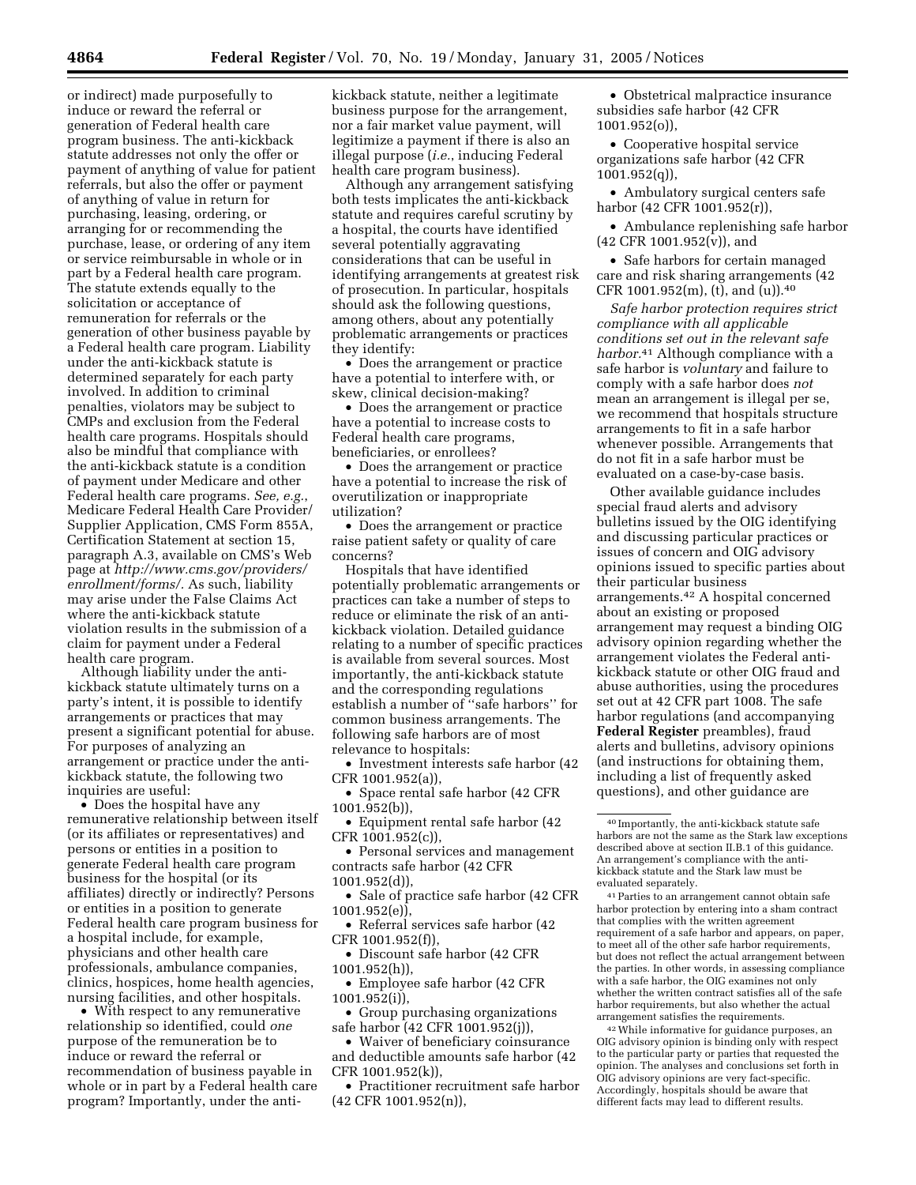or indirect) made purposefully to induce or reward the referral or generation of Federal health care program business. The anti-kickback statute addresses not only the offer or payment of anything of value for patient referrals, but also the offer or payment of anything of value in return for purchasing, leasing, ordering, or arranging for or recommending the purchase, lease, or ordering of any item or service reimbursable in whole or in part by a Federal health care program. The statute extends equally to the solicitation or acceptance of remuneration for referrals or the generation of other business payable by a Federal health care program. Liability under the anti-kickback statute is determined separately for each party involved. In addition to criminal penalties, violators may be subject to CMPs and exclusion from the Federal health care programs. Hospitals should also be mindful that compliance with the anti-kickback statute is a condition of payment under Medicare and other Federal health care programs. *See, e.g.*, Medicare Federal Health Care Provider/Supplier Application, CMS Form 855A, Certification Statement at section 15, paragraph A.3, available on CMS's Web page at *http://www.cms.gov/providers/enrollment/forms/*. As such, liability may arise under the False Claims Act where the anti-kickback statute violation results in the submission of a claim for payment under a Federal health care program.

Although liability under the anti-kickback statute ultimately turns on a party's intent, it is possible to identify arrangements or practices that may present a significant potential for abuse. For purposes of analyzing an arrangement or practice under the anti-kickback statute, the following two inquiries are useful:

- Does the hospital have any remunerative relationship between itself (or its affiliates or representatives) and persons or entities in a position to generate Federal health care program business for the hospital (or its affiliates) directly or indirectly? Persons or entities in a position to generate Federal health care program business for a hospital include, for example, physicians and other health care professionals, ambulance companies, clinics, hospices, home health agencies, nursing facilities, and other hospitals.
- With respect to any remunerative relationship so identified, could *one* purpose of the remuneration be to induce or reward the referral or recommendation of business payable in whole or in part by a Federal health care program? Importantly, under the anti-kickback statute, neither a legitimate business purpose for the arrangement, nor a fair market value payment, will legitimize a payment if there is also an illegal purpose (*i.e.*, inducing Federal health care program business).

Although any arrangement satisfying both tests implicates the anti-kickback statute and requires careful scrutiny by a hospital, the courts have identified several potentially aggravating considerations that can be useful in identifying arrangements at greatest risk of prosecution. In particular, hospitals should ask the following questions, among others, about any potentially problematic arrangements or practices they identify:

- Does the arrangement or practice have a potential to interfere with, or skew, clinical decision-making?
- Does the arrangement or practice have a potential to increase costs to Federal health care programs, beneficiaries, or enrollees?
- Does the arrangement or practice have a potential to increase the risk of overutilization or inappropriate utilization?
- Does the arrangement or practice raise patient safety or quality of care concerns?

Hospitals that have identified potentially problematic arrangements or practices can take a number of steps to reduce or eliminate the risk of an anti-kickback violation. Detailed guidance relating to a number of specific practices is available from several sources. Most importantly, the anti-kickback statute and the corresponding regulations establish a number of "safe harbors" for common business arrangements. The following safe harbors are of most relevance to hospitals:

- Investment interests safe harbor (42 CFR 1001.952(a)),
- Space rental safe harbor (42 CFR 1001.952(b)),
- Equipment rental safe harbor (42 CFR 1001.952(c)),
- Personal services and management contracts safe harbor (42 CFR 1001.952(d)),
- Sale of practice safe harbor (42 CFR 1001.952(e)),
- Referral services safe harbor (42 CFR 1001.952(f)),
- Discount safe harbor (42 CFR 1001.952(h)),
- Employee safe harbor (42 CFR 1001.952(i)),
- Group purchasing organizations safe harbor (42 CFR 1001.952(j)),
- Waiver of beneficiary coinsurance and deductible amounts safe harbor (42 CFR 1001.952(k)),
- Practitioner recruitment safe harbor (42 CFR 1001.952(n)),
- Obstetrical malpractice insurance subsidies safe harbor (42 CFR 1001.952(o)),
- Cooperative hospital service organizations safe harbor (42 CFR 1001.952(q)),
- Ambulatory surgical centers safe harbor (42 CFR 1001.952(r)),
- Ambulance replenishing safe harbor (42 CFR 1001.952(v)), and
- Safe harbors for certain managed care and risk sharing arrangements (42 CFR 1001.952(m), (t), and (u)).[40]

*Safe harbor protection requires strict compliance with all applicable conditions set out in the relevant safe harbor*.[41] Although compliance with a safe harbor is *voluntary* and failure to comply with a safe harbor does *not* mean an arrangement is illegal per se, we recommend that hospitals structure arrangements to fit in a safe harbor whenever possible. Arrangements that do not fit in a safe harbor must be evaluated on a case-by-case basis.

Other available guidance includes special fraud alerts and advisory bulletins issued by the OIG identifying and discussing particular practices or issues of concern and OIG advisory opinions issued to specific parties about their particular business arrangements.[42] A hospital concerned about an existing or proposed arrangement may request a binding OIG advisory opinion regarding whether the arrangement violates the Federal anti-kickback statute or other OIG fraud and abuse authorities, using the procedures set out at 42 CFR part 1008. The safe harbor regulations (and accompanying **Federal Register** preambles), fraud alerts and bulletins, advisory opinions (and instructions for obtaining them, including a list of frequently asked questions), and other guidance are

---

[40] Importantly, the anti-kickback statute safe harbors are not the same as the Stark law exceptions described above at section II.B.1 of this guidance. An arrangement's compliance with the anti-kickback statute and the Stark law must be evaluated separately.

[41] Parties to an arrangement cannot obtain safe harbor protection by entering into a sham contract that complies with the written agreement requirement of a safe harbor and appears, on paper, to meet all of the other safe harbor requirements, but does not reflect the actual arrangement between the parties. In other words, in assessing compliance with a safe harbor, the OIG examines not only whether the written contract satisfies all of the safe harbor requirements, but also whether the actual arrangement satisfies the requirements.

[42] While informative for guidance purposes, an OIG advisory opinion is binding only with respect to the particular party or parties that requested the opinion. The analyses and conclusions set forth in OIG advisory opinions are very fact-specific. Accordingly, hospitals should be aware that different facts may lead to different results.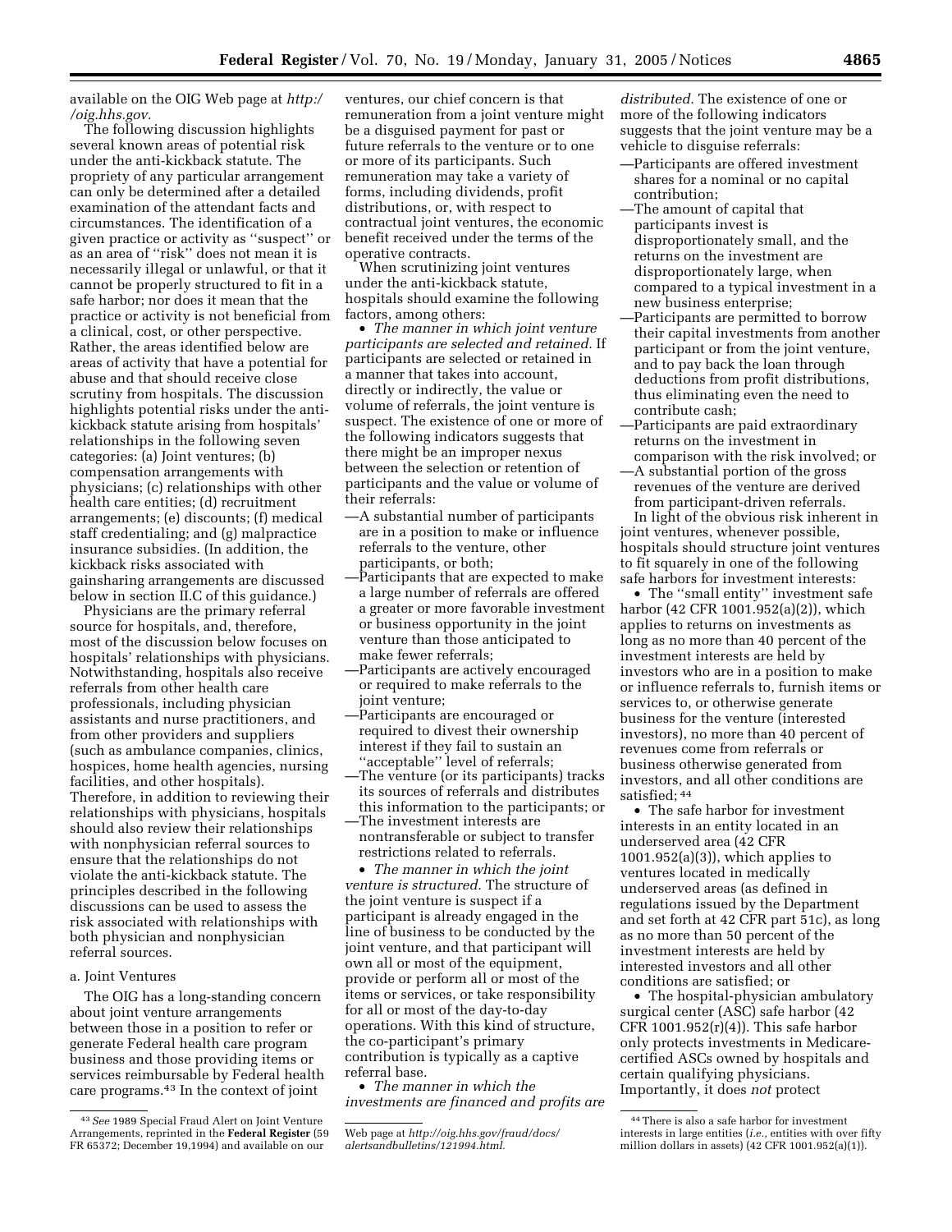available on the OIG Web page at *http://oig.hhs.gov.*

The following discussion highlights several known areas of potential risk under the anti-kickback statute. The propriety of any particular arrangement can only be determined after a detailed examination of the attendant facts and circumstances. The identification of a given practice or activity as ''suspect'' or as an area of ''risk'' does not mean it is necessarily illegal or unlawful, or that it cannot be properly structured to fit in a safe harbor; nor does it mean that the practice or activity is not beneficial from a clinical, cost, or other perspective. Rather, the areas identified below are areas of activity that have a potential for abuse and that should receive close scrutiny from hospitals. The discussion highlights potential risks under the anti-kickback statute arising from hospitals' relationships in the following seven categories: (a) Joint ventures; (b) compensation arrangements with physicians; (c) relationships with other health care entities; (d) recruitment arrangements; (e) discounts; (f) medical staff credentialing; and (g) malpractice insurance subsidies. (In addition, the kickback risks associated with gainsharing arrangements are discussed below in section II.C of this guidance.)

Physicians are the primary referral source for hospitals, and, therefore, most of the discussion below focuses on hospitals' relationships with physicians. Notwithstanding, hospitals also receive referrals from other health care professionals, including physician assistants and nurse practitioners, and from other providers and suppliers (such as ambulance companies, clinics, hospices, home health agencies, nursing facilities, and other hospitals). Therefore, in addition to reviewing their relationships with physicians, hospitals should also review their relationships with nonphysician referral sources to ensure that the relationships do not violate the anti-kickback statute. The principles described in the following discussions can be used to assess the risk associated with relationships with both physician and nonphysician referral sources.

a. Joint Ventures

The OIG has a long-standing concern about joint venture arrangements between those in a position to refer or generate Federal health care program business and those providing items or services reimbursable by Federal health care programs.[43] In the context of joint ventures, our chief concern is that remuneration from a joint venture might be a disguised payment for past or future referrals to the venture or to one or more of its participants. Such remuneration may take a variety of forms, including dividends, profit distributions, or, with respect to contractual joint ventures, the economic benefit received under the terms of the operative contracts.

When scrutinizing joint ventures under the anti-kickback statute, hospitals should examine the following factors, among others:

- *The manner in which joint venture participants are selected and retained.* If participants are selected or retained in a manner that takes into account, directly or indirectly, the value or volume of referrals, the joint venture is suspect. The existence of one or more of the following indicators suggests that there might be an improper nexus between the selection or retention of participants and the value or volume of their referrals:
  - —A substantial number of participants are in a position to make or influence referrals to the venture, other participants, or both;
  - —Participants that are expected to make a large number of referrals are offered a greater or more favorable investment or business opportunity in the joint venture than those anticipated to make fewer referrals;
  - —Participants are actively encouraged or required to make referrals to the joint venture;
  - —Participants are encouraged or required to divest their ownership interest if they fail to sustain an ''acceptable'' level of referrals;
  - —The venture (or its participants) tracks its sources of referrals and distributes this information to the participants; or
  - —The investment interests are nontransferable or subject to transfer restrictions related to referrals.
- *The manner in which the joint venture is structured.* The structure of the joint venture is suspect if a participant is already engaged in the line of business to be conducted by the joint venture, and that participant will own all or most of the equipment, provide or perform all or most of the items or services, or take responsibility for all or most of the day-to-day operations. With this kind of structure, the co-participant's primary contribution is typically as a captive referral base.
- *The manner in which the investments are financed and profits are distributed.* The existence of one or more of the following indicators suggests that the joint venture may be a vehicle to disguise referrals:
  - —Participants are offered investment shares for a nominal or no capital contribution;
  - —The amount of capital that participants invest is disproportionately small, and the returns on the investment are disproportionately large, when compared to a typical investment in a new business enterprise;
  - —Participants are permitted to borrow their capital investments from another participant or from the joint venture, and to pay back the loan through deductions from profit distributions, thus eliminating even the need to contribute cash;
  - —Participants are paid extraordinary returns on the investment in comparison with the risk involved; or
  - —A substantial portion of the gross revenues of the venture are derived from participant-driven referrals.

In light of the obvious risk inherent in joint ventures, whenever possible, hospitals should structure joint ventures to fit squarely in one of the following safe harbors for investment interests:

- The ''small entity'' investment safe harbor (42 CFR 1001.952(a)(2)), which applies to returns on investments as long as no more than 40 percent of the investment interests are held by investors who are in a position to make or influence referrals to, furnish items or services to, or otherwise generate business for the venture (interested investors), no more than 40 percent of revenues come from referrals or business otherwise generated from investors, and all other conditions are satisfied;[44]
- The safe harbor for investment interests in an entity located in an underserved area (42 CFR 1001.952(a)(3)), which applies to ventures located in medically underserved areas (as defined in regulations issued by the Department and set forth at 42 CFR part 51c), as long as no more than 50 percent of the investment interests are held by interested investors and all other conditions are satisfied; or
- The hospital-physician ambulatory surgical center (ASC) safe harbor (42 CFR 1001.952(r)(4)). This safe harbor only protects investments in Medicare-certified ASCs owned by hospitals and certain qualifying physicians. Importantly, it does *not* protect

---

[43] *See* 1989 Special Fraud Alert on Joint Venture Arrangements, reprinted in the **Federal Register** (59 FR 65372; December 19,1994) and available on our Web page at *http://oig.hhs.gov/fraud/docs/alertsandbulletins/121994.html.*

[44] There is also a safe harbor for investment interests in large entities (*i.e.,* entities with over fifty million dollars in assets) (42 CFR 1001.952(a)(1)).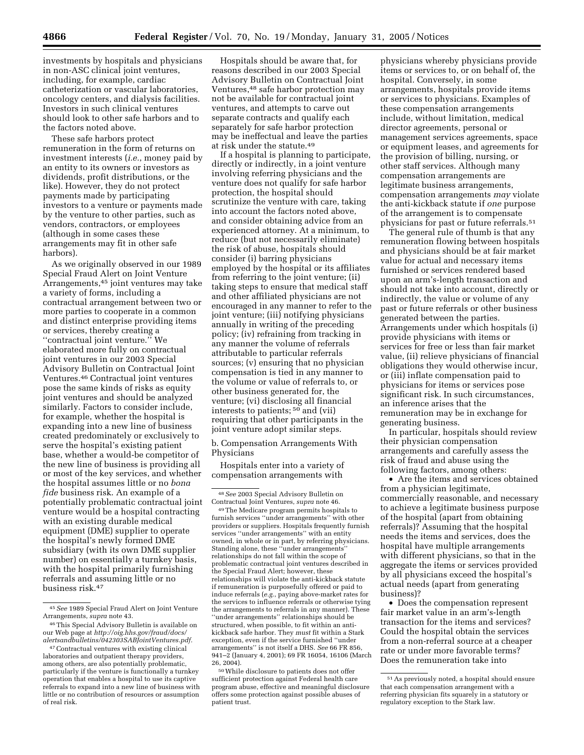investments by hospitals and physicians in non-ASC clinical joint ventures, including, for example, cardiac catheterization or vascular laboratories, oncology centers, and dialysis facilities. Investors in such clinical ventures should look to other safe harbors and to the factors noted above.

These safe harbors protect remuneration in the form of returns on investment interests (*i.e.*, money paid by an entity to its owners or investors as dividends, profit distributions, or the like). However, they do not protect payments made by participating investors to a venture or payments made by the venture to other parties, such as vendors, contractors, or employees (although in some cases these arrangements may fit in other safe harbors).

As we originally observed in our 1989 Special Fraud Alert on Joint Venture Arrangements,[45] joint ventures may take a variety of forms, including a contractual arrangement between two or more parties to cooperate in a common and distinct enterprise providing items or services, thereby creating a ''contractual joint venture.'' We elaborated more fully on contractual joint ventures in our 2003 Special Advisory Bulletin on Contractual Joint Ventures.[46] Contractual joint ventures pose the same kinds of risks as equity joint ventures and should be analyzed similarly. Factors to consider include, for example, whether the hospital is expanding into a new line of business created predominately or exclusively to serve the hospital's existing patient base, whether a would-be competitor of the new line of business is providing all or most of the key services, and whether the hospital assumes little or no *bona fide* business risk. An example of a potentially problematic contractual joint venture would be a hospital contracting with an existing durable medical equipment (DME) supplier to operate the hospital's newly formed DME subsidiary (with its own DME supplier number) on essentially a turnkey basis, with the hospital primarily furnishing referrals and assuming little or no business risk.[47]

Hospitals should be aware that, for reasons described in our 2003 Special Advisory Bulletin on Contractual Joint Ventures,[48] safe harbor protection may not be available for contractual joint ventures, and attempts to carve out separate contracts and qualify each separately for safe harbor protection may be ineffectual and leave the parties at risk under the statute.[49]

If a hospital is planning to participate, directly or indirectly, in a joint venture involving referring physicians and the venture does not qualify for safe harbor protection, the hospital should scrutinize the venture with care, taking into account the factors noted above, and consider obtaining advice from an experienced attorney. At a minimum, to reduce (but not necessarily eliminate) the risk of abuse, hospitals should consider (i) barring physicians employed by the hospital or its affiliates from referring to the joint venture; (ii) taking steps to ensure that medical staff and other affiliated physicians are not encouraged in any manner to refer to the joint venture; (iii) notifying physicians annually in writing of the preceding policy; (iv) refraining from tracking in any manner the volume of referrals attributable to particular referrals sources; (v) ensuring that no physician compensation is tied in any manner to the volume or value of referrals to, or other business generated for, the venture; (vi) disclosing all financial interests to patients;[50] and (vii) requiring that other participants in the joint venture adopt similar steps.

b. Compensation Arrangements With Physicians

Hospitals enter into a variety of compensation arrangements with physicians whereby physicians provide items or services to, or on behalf of, the hospital. Conversely, in some arrangements, hospitals provide items or services to physicians. Examples of these compensation arrangements include, without limitation, medical director agreements, personal or management services agreements, space or equipment leases, and agreements for the provision of billing, nursing, or other staff services. Although many compensation arrangements are legitimate business arrangements, compensation arrangements *may* violate the anti-kickback statute if *one* purpose of the arrangement is to compensate physicians for past or future referrals.[51]

The general rule of thumb is that any remuneration flowing between hospitals and physicians should be at fair market value for actual and necessary items furnished or services rendered based upon an arm's-length transaction and should not take into account, directly or indirectly, the value or volume of any past or future referrals or other business generated between the parties. Arrangements under which hospitals (i) provide physicians with items or services for free or less than fair market value, (ii) relieve physicians of financial obligations they would otherwise incur, or (iii) inflate compensation paid to physicians for items or services pose significant risk. In such circumstances, an inference arises that the remuneration may be in exchange for generating business.

In particular, hospitals should review their physician compensation arrangements and carefully assess the risk of fraud and abuse using the following factors, among others:

- Are the items and services obtained from a physician legitimate, commercially reasonable, and necessary to achieve a legitimate business purpose of the hospital (apart from obtaining referrals)? Assuming that the hospital needs the items and services, does the hospital have multiple arrangements with different physicians, so that in the aggregate the items or services provided by all physicians exceed the hospital's actual needs (apart from generating business)?
- Does the compensation represent fair market value in an arm's-length transaction for the items and services? Could the hospital obtain the services from a non-referral source at a cheaper rate or under more favorable terms? Does the remuneration take into

---

[45] *See* 1989 Special Fraud Alert on Joint Venture Arrangements, *supra* note 43.

[46] This Special Advisory Bulletin is available on our Web page at *http://oig.hhs.gov/fraud/docs/alertsandbulletins/042303SABJointVentures.pdf.*

[47] Contractual ventures with existing clinical laboratories and outpatient therapy providers, among others, are also potentially problematic, particularly if the venture is functionally a turnkey operation that enables a hospital to use its captive referrals to expand into a new line of business with little or no contribution of resources or assumption of real risk.

[48] *See* 2003 Special Advisory Bulletin on Contractual Joint Ventures, *supra* note 46.

[49] The Medicare program permits hospitals to furnish services ''under arrangements'' with other providers or suppliers. Hospitals frequently furnish services ''under arrangements'' with an entity owned, in whole or in part, by referring physicians. Standing alone, these ''under arrangements'' relationships do not fall within the scope of problematic contractual joint ventures described in the Special Fraud Alert; however, these relationships will violate the anti-kickback statute if remuneration is purposefully offered or paid to induce referrals (*e.g.*, paying above-market rates for the services to influence referrals or otherwise tying the arrangements to referrals in any manner). These ''under arrangements'' relationships should be structured, when possible, to fit within an anti-kickback safe harbor. They *must* fit within a Stark exception, even if the service furnished ''under arrangements'' is not itself a DHS. *See* 66 FR 856, 941–2 (January 4, 2001); 69 FR 16054, 16106 (March 26, 2004).

[50] While disclosure to patients does not offer sufficient protection against Federal health care program abuse, effective and meaningful disclosure offers some protection against possible abuses of patient trust.

[51] As previously noted, a hospital should ensure that each compensation arrangement with a referring physician fits squarely in a statutory or regulatory exception to the Stark law.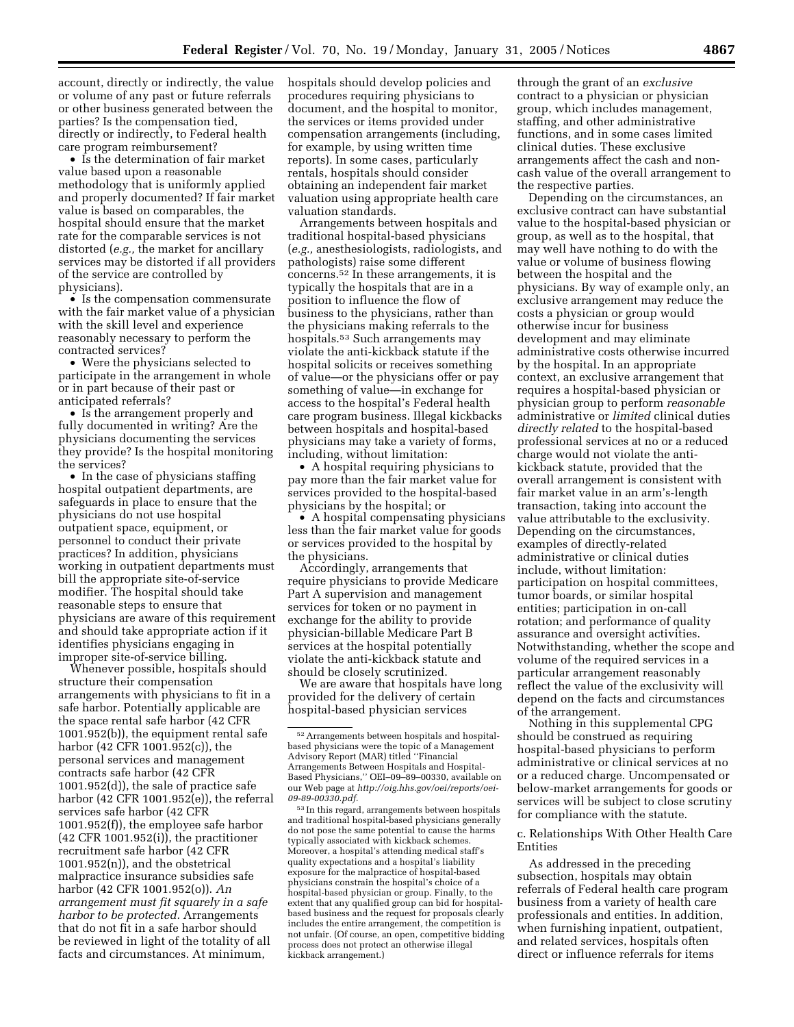account, directly or indirectly, the value or volume of any past or future referrals or other business generated between the parties? Is the compensation tied, directly or indirectly, to Federal health care program reimbursement?

- Is the determination of fair market value based upon a reasonable methodology that is uniformly applied and properly documented? If fair market value is based on comparables, the hospital should ensure that the market rate for the comparable services is not distorted (*e.g.,* the market for ancillary services may be distorted if all providers of the service are controlled by physicians).
- Is the compensation commensurate with the fair market value of a physician with the skill level and experience reasonably necessary to perform the contracted services?
- Were the physicians selected to participate in the arrangement in whole or in part because of their past or anticipated referrals?
- Is the arrangement properly and fully documented in writing? Are the physicians documenting the services they provide? Is the hospital monitoring the services?
- In the case of physicians staffing hospital outpatient departments, are safeguards in place to ensure that the physicians do not use hospital outpatient space, equipment, or personnel to conduct their private practices? In addition, physicians working in outpatient departments must bill the appropriate site-of-service modifier. The hospital should take reasonable steps to ensure that physicians are aware of this requirement and should take appropriate action if it identifies physicians engaging in improper site-of-service billing.

Whenever possible, hospitals should structure their compensation arrangements with physicians to fit in a safe harbor. Potentially applicable are the space rental safe harbor (42 CFR 1001.952(b)), the equipment rental safe harbor (42 CFR 1001.952(c)), the personal services and management contracts safe harbor (42 CFR 1001.952(d)), the sale of practice safe harbor (42 CFR 1001.952(e)), the referral services safe harbor (42 CFR 1001.952(f)), the employee safe harbor (42 CFR 1001.952(i)), the practitioner recruitment safe harbor (42 CFR 1001.952(n)), and the obstetrical malpractice insurance subsidies safe harbor (42 CFR 1001.952(o)). *An arrangement must fit squarely in a safe harbor to be protected.* Arrangements that do not fit in a safe harbor should be reviewed in light of the totality of all facts and circumstances. At minimum, hospitals should develop policies and procedures requiring physicians to document, and the hospital to monitor, the services or items provided under compensation arrangements (including, for example, by using written time reports). In some cases, particularly rentals, hospitals should consider obtaining an independent fair market valuation using appropriate health care valuation standards.

Arrangements between hospitals and traditional hospital-based physicians (*e.g.,* anesthesiologists, radiologists, and pathologists) raise some different concerns.[52] In these arrangements, it is typically the hospitals that are in a position to influence the flow of business to the physicians, rather than the physicians making referrals to the hospitals.[53] Such arrangements may violate the anti-kickback statute if the hospital solicits or receives something of value—or the physicians offer or pay something of value—in exchange for access to the hospital's Federal health care program business. Illegal kickbacks between hospitals and hospital-based physicians may take a variety of forms, including, without limitation:

- A hospital requiring physicians to pay more than the fair market value for services provided to the hospital-based physicians by the hospital; or
- A hospital compensating physicians less than the fair market value for goods or services provided to the hospital by the physicians.

Accordingly, arrangements that require physicians to provide Medicare Part A supervision and management services for token or no payment in exchange for the ability to provide physician-billable Medicare Part B services at the hospital potentially violate the anti-kickback statute and should be closely scrutinized.

We are aware that hospitals have long provided for the delivery of certain hospital-based physician services through the grant of an *exclusive* contract to a physician or physician group, which includes management, staffing, and other administrative functions, and in some cases limited clinical duties. These exclusive arrangements affect the cash and non-cash value of the overall arrangement to the respective parties.

Depending on the circumstances, an exclusive contract can have substantial value to the hospital-based physician or group, as well as to the hospital, that may well have nothing to do with the value or volume of business flowing between the hospital and the physicians. By way of example only, an exclusive arrangement may reduce the costs a physician or group would otherwise incur for business development and may eliminate administrative costs otherwise incurred by the hospital. In an appropriate context, an exclusive arrangement that requires a hospital-based physician or physician group to perform *reasonable* administrative or *limited* clinical duties *directly related* to the hospital-based professional services at no or a reduced charge would not violate the anti-kickback statute, provided that the overall arrangement is consistent with fair market value in an arm's-length transaction, taking into account the value attributable to the exclusivity. Depending on the circumstances, examples of directly-related administrative or clinical duties include, without limitation: participation on hospital committees, tumor boards, or similar hospital entities; participation in on-call rotation; and performance of quality assurance and oversight activities. Notwithstanding, whether the scope and volume of the required services in a particular arrangement reasonably reflect the value of the exclusivity will depend on the facts and circumstances of the arrangement.

Nothing in this supplemental CPG should be construed as requiring hospital-based physicians to perform administrative or clinical services at no or a reduced charge. Uncompensated or below-market arrangements for goods or services will be subject to close scrutiny for compliance with the statute.

c. Relationships With Other Health Care Entities

As addressed in the preceding subsection, hospitals may obtain referrals of Federal health care program business from a variety of health care professionals and entities. In addition, when furnishing inpatient, outpatient, and related services, hospitals often direct or influence referrals for items

---

[52] Arrangements between hospitals and hospital-based physicians were the topic of a Management Advisory Report (MAR) titled ''Financial Arrangements Between Hospitals and Hospital-Based Physicians,'' OEI–09–89–00330, available on our Web page at *http://oig.hhs.gov/oei/reports/oei-09-89-00330.pdf*.

[53] In this regard, arrangements between hospitals and traditional hospital-based physicians generally do not pose the same potential to cause the harms typically associated with kickback schemes. Moreover, a hospital's attending medical staff's quality expectations and a hospital's liability exposure for the malpractice of hospital-based physicians constrain the hospital's choice of a hospital-based physician or group. Finally, to the extent that any qualified group can bid for hospital-based business and the request for proposals clearly includes the entire arrangement, the competition is not unfair. (Of course, an open, competitive bidding process does not protect an otherwise illegal kickback arrangement.)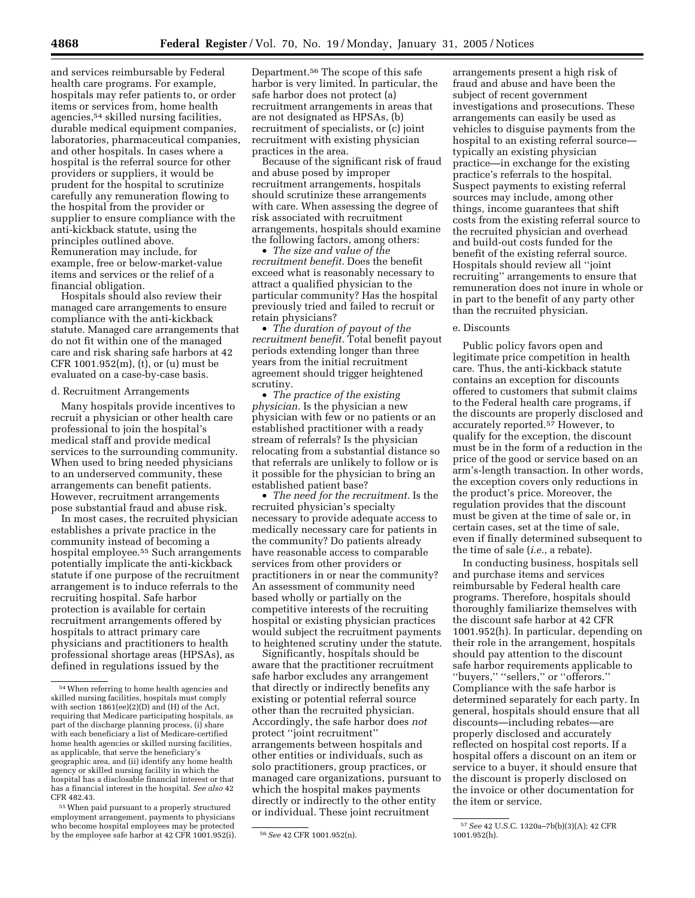and services reimbursable by Federal health care programs. For example, hospitals may refer patients to, or order items or services from, home health agencies,[54] skilled nursing facilities, durable medical equipment companies, laboratories, pharmaceutical companies, and other hospitals. In cases where a hospital is the referral source for other providers or suppliers, it would be prudent for the hospital to scrutinize carefully any remuneration flowing to the hospital from the provider or supplier to ensure compliance with the anti-kickback statute, using the principles outlined above. Remuneration may include, for example, free or below-market-value items and services or the relief of a financial obligation.

Hospitals should also review their managed care arrangements to ensure compliance with the anti-kickback statute. Managed care arrangements that do not fit within one of the managed care and risk sharing safe harbors at 42 CFR 1001.952(m), (t), or (u) must be evaluated on a case-by-case basis.

d. Recruitment Arrangements

Many hospitals provide incentives to recruit a physician or other health care professional to join the hospital's medical staff and provide medical services to the surrounding community. When used to bring needed physicians to an underserved community, these arrangements can benefit patients. However, recruitment arrangements pose substantial fraud and abuse risk.

In most cases, the recruited physician establishes a private practice in the community instead of becoming a hospital employee.[55] Such arrangements potentially implicate the anti-kickback statute if one purpose of the recruitment arrangement is to induce referrals to the recruiting hospital. Safe harbor protection is available for certain recruitment arrangements offered by hospitals to attract primary care physicians and practitioners to health professional shortage areas (HPSAs), as defined in regulations issued by the Department.[56] The scope of this safe harbor is very limited. In particular, the safe harbor does not protect (a) recruitment arrangements in areas that are not designated as HPSAs, (b) recruitment of specialists, or (c) joint recruitment with existing physician practices in the area.

Because of the significant risk of fraud and abuse posed by improper recruitment arrangements, hospitals should scrutinize these arrangements with care. When assessing the degree of risk associated with recruitment arrangements, hospitals should examine the following factors, among others:

- *The size and value of the recruitment benefit.* Does the benefit exceed what is reasonably necessary to attract a qualified physician to the particular community? Has the hospital previously tried and failed to recruit or retain physicians?
- *The duration of payout of the recruitment benefit.* Total benefit payout periods extending longer than three years from the initial recruitment agreement should trigger heightened scrutiny.
- *The practice of the existing physician.* Is the physician a new physician with few or no patients or an established practitioner with a ready stream of referrals? Is the physician relocating from a substantial distance so that referrals are unlikely to follow or is it possible for the physician to bring an established patient base?
- *The need for the recruitment.* Is the recruited physician's specialty necessary to provide adequate access to medically necessary care for patients in the community? Do patients already have reasonable access to comparable services from other providers or practitioners in or near the community? An assessment of community need based wholly or partially on the competitive interests of the recruiting hospital or existing physician practices would subject the recruitment payments to heightened scrutiny under the statute.

Significantly, hospitals should be aware that the practitioner recruitment safe harbor excludes any arrangement that directly or indirectly benefits any existing or potential referral source other than the recruited physician. Accordingly, the safe harbor does *not* protect "joint recruitment" arrangements between hospitals and other entities or individuals, such as solo practitioners, group practices, or managed care organizations, pursuant to which the hospital makes payments directly or indirectly to the other entity or individual. These joint recruitment arrangements present a high risk of fraud and abuse and have been the subject of recent government investigations and prosecutions. These arrangements can easily be used as vehicles to disguise payments from the hospital to an existing referral source—typically an existing physician practice—in exchange for the existing practice's referrals to the hospital. Suspect payments to existing referral sources may include, among other things, income guarantees that shift costs from the existing referral source to the recruited physician and overhead and build-out costs funded for the benefit of the existing referral source. Hospitals should review all "joint recruiting" arrangements to ensure that remuneration does not inure in whole or in part to the benefit of any party other than the recruited physician.

e. Discounts

Public policy favors open and legitimate price competition in health care. Thus, the anti-kickback statute contains an exception for discounts offered to customers that submit claims to the Federal health care programs, if the discounts are properly disclosed and accurately reported.[57] However, to qualify for the exception, the discount must be in the form of a reduction in the price of the good or service based on an arm's-length transaction. In other words, the exception covers only reductions in the product's price. Moreover, the regulation provides that the discount must be given at the time of sale or, in certain cases, set at the time of sale, even if finally determined subsequent to the time of sale (*i.e.,* a rebate).

In conducting business, hospitals sell and purchase items and services reimbursable by Federal health care programs. Therefore, hospitals should thoroughly familiarize themselves with the discount safe harbor at 42 CFR 1001.952(h). In particular, depending on their role in the arrangement, hospitals should pay attention to the discount safe harbor requirements applicable to "buyers," "sellers," or "offerors." Compliance with the safe harbor is determined separately for each party. In general, hospitals should ensure that all discounts—including rebates—are properly disclosed and accurately reflected on hospital cost reports. If a hospital offers a discount on an item or service to a buyer, it should ensure that the discount is properly disclosed on the invoice or other documentation for the item or service.

---

[54] When referring to home health agencies and skilled nursing facilities, hospitals must comply with section 1861(ee)(2)(D) and (H) of the Act, requiring that Medicare participating hospitals, as part of the discharge planning process, (i) share with each beneficiary a list of Medicare-certified home health agencies or skilled nursing facilities, as applicable, that serve the beneficiary's geographic area, and (ii) identify any home health agency or skilled nursing facility in which the hospital has a disclosable financial interest or that has a financial interest in the hospital. *See also* 42 CFR 482.43.

[55] When paid pursuant to a properly structured employment arrangement, payments to physicians who become hospital employees may be protected by the employee safe harbor at 42 CFR 1001.952(i).

[56] *See* 42 CFR 1001.952(n).

[57] *See* 42 U.S.C. 1320a–7b(b)(3)(A); 42 CFR 1001.952(h).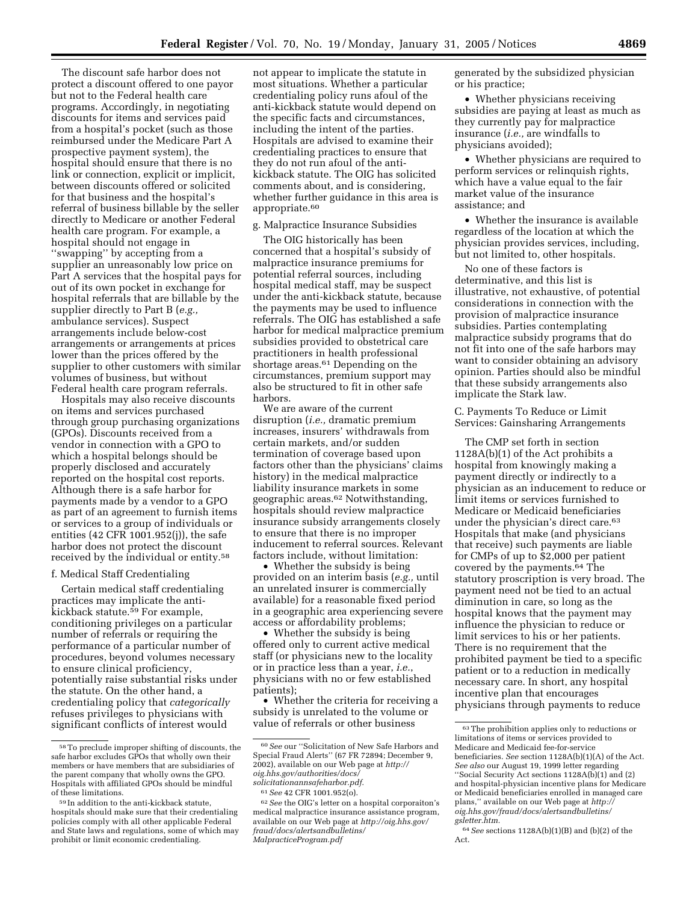The discount safe harbor does not protect a discount offered to one payor but not to the Federal health care programs. Accordingly, in negotiating discounts for items and services paid from a hospital's pocket (such as those reimbursed under the Medicare Part A prospective payment system), the hospital should ensure that there is no link or connection, explicit or implicit, between discounts offered or solicited for that business and the hospital's referral of business billable by the seller directly to Medicare or another Federal health care program. For example, a hospital should not engage in "swapping" by accepting from a supplier an unreasonably low price on Part A services that the hospital pays for out of its own pocket in exchange for hospital referrals that are billable by the supplier directly to Part B (*e.g.,* ambulance services). Suspect arrangements include below-cost arrangements or arrangements at prices lower than the prices offered by the supplier to other customers with similar volumes of business, but without Federal health care program referrals.

Hospitals may also receive discounts on items and services purchased through group purchasing organizations (GPOs). Discounts received from a vendor in connection with a GPO to which a hospital belongs should be properly disclosed and accurately reported on the hospital cost reports. Although there is a safe harbor for payments made by a vendor to a GPO as part of an agreement to furnish items or services to a group of individuals or entities (42 CFR 1001.952(j)), the safe harbor does not protect the discount received by the individual or entity.[58]

#### f. Medical Staff Credentialing

Certain medical staff credentialing practices may implicate the anti-kickback statute.[59] For example, conditioning privileges on a particular number of referrals or requiring the performance of a particular number of procedures, beyond volumes necessary to ensure clinical proficiency, potentially raise substantial risks under the statute. On the other hand, a credentialing policy that *categorically* refuses privileges to physicians with significant conflicts of interest would not appear to implicate the statute in most situations. Whether a particular credentialing policy runs afoul of the anti-kickback statute would depend on the specific facts and circumstances, including the intent of the parties. Hospitals are advised to examine their credentialing practices to ensure that they do not run afoul of the anti-kickback statute. The OIG has solicited comments about, and is considering, whether further guidance in this area is appropriate.[60]

#### g. Malpractice Insurance Subsidies

The OIG historically has been concerned that a hospital's subsidy of malpractice insurance premiums for potential referral sources, including hospital medical staff, may be suspect under the anti-kickback statute, because the payments may be used to influence referrals. The OIG has established a safe harbor for medical malpractice premium subsidies provided to obstetrical care practitioners in health professional shortage areas.[61] Depending on the circumstances, premium support may also be structured to fit in other safe harbors.

We are aware of the current disruption (*i.e.,* dramatic premium increases, insurers' withdrawals from certain markets, and/or sudden termination of coverage based upon factors other than the physicians' claims history) in the medical malpractice liability insurance markets in some geographic areas.[62] Notwithstanding, hospitals should review malpractice insurance subsidy arrangements closely to ensure that there is no improper inducement to referral sources. Relevant factors include, without limitation:

- Whether the subsidy is being provided on an interim basis (*e.g.,* until an unrelated insurer is commercially available) for a reasonable fixed period in a geographic area experiencing severe access or affordability problems;
- Whether the subsidy is being offered only to current active medical staff (or physicians new to the locality or in practice less than a year, *i.e.*, physicians with no or few established patients);
- Whether the criteria for receiving a subsidy is unrelated to the volume or value of referrals or other business generated by the subsidized physician or his practice;
- Whether physicians receiving subsidies are paying at least as much as they currently pay for malpractice insurance (*i.e.,* are windfalls to physicians avoided);
- Whether physicians are required to perform services or relinquish rights, which have a value equal to the fair market value of the insurance assistance; and
- Whether the insurance is available regardless of the location at which the physician provides services, including, but not limited to, other hospitals.

No one of these factors is determinative, and this list is illustrative, not exhaustive, of potential considerations in connection with the provision of malpractice insurance subsidies. Parties contemplating malpractice subsidy programs that do not fit into one of the safe harbors may want to consider obtaining an advisory opinion. Parties should also be mindful that these subsidy arrangements also implicate the Stark law.

### C. Payments To Reduce or Limit Services: Gainsharing Arrangements

The CMP set forth in section 1128A(b)(1) of the Act prohibits a hospital from knowingly making a payment directly or indirectly to a physician as an inducement to reduce or limit items or services furnished to Medicare or Medicaid beneficiaries under the physician's direct care.[63] Hospitals that make (and physicians that receive) such payments are liable for CMPs of up to $2,000 per patient covered by the payments.[64] The statutory proscription is very broad. The payment need not be tied to an actual diminution in care, so long as the hospital knows that the payment may influence the physician to reduce or limit services to his or her patients. There is no requirement that the prohibited payment be tied to a specific patient or to a reduction in medically necessary care. In short, any hospital incentive plan that encourages physicians through payments to reduce

---

[58] To preclude improper shifting of discounts, the safe harbor excludes GPOs that wholly own their members or have members that are subsidiaries of the parent company that wholly owns the GPO. Hospitals with affiliated GPOs should be mindful of these limitations.

[59] In addition to the anti-kickback statute, hospitals should make sure that their credentialing policies comply with all other applicable Federal and State laws and regulations, some of which may prohibit or limit economic credentialing.

[60] *See* our "Solicitation of New Safe Harbors and Special Fraud Alerts" (67 FR 72894; December 9, 2002), available on our Web page at *http://oig.hhs.gov/authorities/docs/solicitationannsafeharbor.pdf.*

[61] *See* 42 CFR 1001.952(o).

[62] *See* the OIG's letter on a hospital corporaiton's medical malpractice insurance assistance program, available on our Web page at *http://oig.hhs.gov/fraud/docs/alertsandbulletins/MalpracticeProgram.pdf*

[63] The prohibition applies only to reductions or limitations of items or services provided to Medicare and Medicaid fee-for-service beneficiaries. *See* section 1128A(b)(1)(A) of the Act. *See also* our August 19, 1999 letter regarding "Social Security Act sections 1128A(b)(1) and (2) and hospital-physician incentive plans for Medicare or Medicaid beneficiaries enrolled in managed care plans," available on our Web page at *http://oig.hhs.gov/fraud/docs/alertsandbulletins/gsletter.htm.*

[64] *See* sections 1128A(b)(1)(B) and (b)(2) of the Act.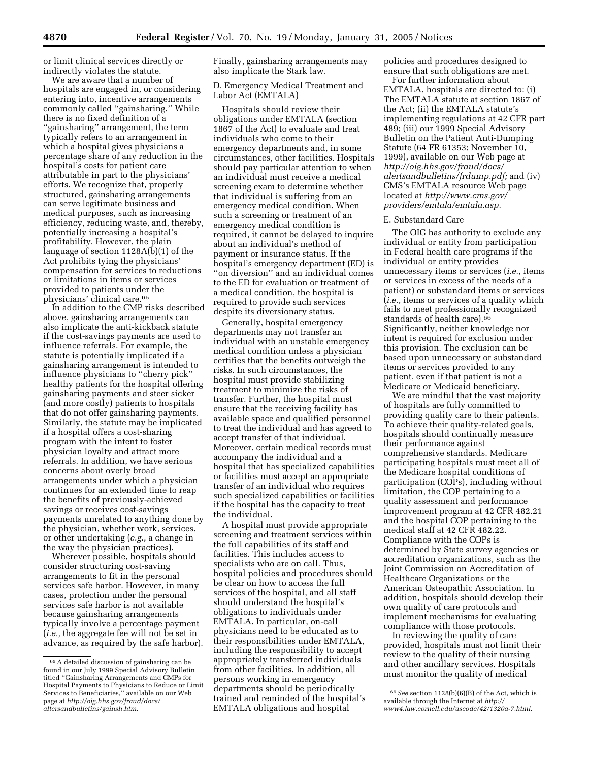or limit clinical services directly or indirectly violates the statute.

We are aware that a number of hospitals are engaged in, or considering entering into, incentive arrangements commonly called "gainsharing." While there is no fixed definition of a "gainsharing" arrangement, the term typically refers to an arrangement in which a hospital gives physicians a percentage share of any reduction in the hospital's costs for patient care attributable in part to the physicians' efforts. We recognize that, properly structured, gainsharing arrangements can serve legitimate business and medical purposes, such as increasing efficiency, reducing waste, and, thereby, potentially increasing a hospital's profitability. However, the plain language of section 1128A(b)(1) of the Act prohibits tying the physicians' compensation for services to reductions or limitations in items or services provided to patients under the physicians' clinical care.[65]

In addition to the CMP risks described above, gainsharing arrangements can also implicate the anti-kickback statute if the cost-savings payments are used to influence referrals. For example, the statute is potentially implicated if a gainsharing arrangement is intended to influence physicians to "cherry pick" healthy patients for the hospital offering gainsharing payments and steer sicker (and more costly) patients to hospitals that do not offer gainsharing payments. Similarly, the statute may be implicated if a hospital offers a cost-sharing program with the intent to foster physician loyalty and attract more referrals. In addition, we have serious concerns about overly broad arrangements under which a physician continues for an extended time to reap the benefits of previously-achieved savings or receives cost-savings payments unrelated to anything done by the physician, whether work, services, or other undertaking (*e.g.,* a change in the way the physician practices).

Wherever possible, hospitals should consider structuring cost-saving arrangements to fit in the personal services safe harbor. However, in many cases, protection under the personal services safe harbor is not available because gainsharing arrangements typically involve a percentage payment (*i.e.,* the aggregate fee will not be set in advance, as required by the safe harbor). Finally, gainsharing arrangements may also implicate the Stark law.

D. Emergency Medical Treatment and Labor Act (EMTALA)

Hospitals should review their obligations under EMTALA (section 1867 of the Act) to evaluate and treat individuals who come to their emergency departments and, in some circumstances, other facilities. Hospitals should pay particular attention to when an individual must receive a medical screening exam to determine whether that individual is suffering from an emergency medical condition. When such a screening or treatment of an emergency medical condition is required, it cannot be delayed to inquire about an individual's method of payment or insurance status. If the hospital's emergency department (ED) is "on diversion" and an individual comes to the ED for evaluation or treatment of a medical condition, the hospital is required to provide such services despite its diversionary status.

Generally, hospital emergency departments may not transfer an individual with an unstable emergency medical condition unless a physician certifies that the benefits outweigh the risks. In such circumstances, the hospital must provide stabilizing treatment to minimize the risks of transfer. Further, the hospital must ensure that the receiving facility has available space and qualified personnel to treat the individual and has agreed to accept transfer of that individual. Moreover, certain medical records must accompany the individual and a hospital that has specialized capabilities or facilities must accept an appropriate transfer of an individual who requires such specialized capabilities or facilities if the hospital has the capacity to treat the individual.

A hospital must provide appropriate screening and treatment services within the full capabilities of its staff and facilities. This includes access to specialists who are on call. Thus, hospital policies and procedures should be clear on how to access the full services of the hospital, and all staff should understand the hospital's obligations to individuals under EMTALA. In particular, on-call physicians need to be educated as to their responsibilities under EMTALA, including the responsibility to accept appropriately transferred individuals from other facilities. In addition, all persons working in emergency departments should be periodically trained and reminded of the hospital's EMTALA obligations and hospital policies and procedures designed to ensure that such obligations are met.

For further information about EMTALA, hospitals are directed to: (i) The EMTALA statute at section 1867 of the Act; (ii) the EMTALA statute's implementing regulations at 42 CFR part 489; (iii) our 1999 Special Advisory Bulletin on the Patient Anti-Dumping Statute (64 FR 61353; November 10, 1999), available on our Web page at *http://oig.hhs.gov/fraud/docs/alertsandbulletins/frdump.pdf;* and (iv) CMS's EMTALA resource Web page located at *http://www.cms.gov/providers/emtala/emtala.asp.*

E. Substandard Care

The OIG has authority to exclude any individual or entity from participation in Federal health care programs if the individual or entity provides unnecessary items or services (*i.e.,* items or services in excess of the needs of a patient) or substandard items or services (*i.e.,* items or services of a quality which fails to meet professionally recognized standards of health care).[66] Significantly, neither knowledge nor intent is required for exclusion under this provision. The exclusion can be based upon unnecessary or substandard items or services provided to any patient, even if that patient is not a Medicare or Medicaid beneficiary.

We are mindful that the vast majority of hospitals are fully committed to providing quality care to their patients. To achieve their quality-related goals, hospitals should continually measure their performance against comprehensive standards. Medicare participating hospitals must meet all of the Medicare hospital conditions of participation (COPs), including without limitation, the COP pertaining to a quality assessment and performance improvement program at 42 CFR 482.21 and the hospital COP pertaining to the medical staff at 42 CFR 482.22. Compliance with the COPs is determined by State survey agencies or accreditation organizations, such as the Joint Commission on Accreditation of Healthcare Organizations or the American Osteopathic Association. In addition, hospitals should develop their own quality of care protocols and implement mechanisms for evaluating compliance with those protocols.

In reviewing the quality of care provided, hospitals must not limit their review to the quality of their nursing and other ancillary services. Hospitals must monitor the quality of medical

[65] A detailed discussion of gainsharing can be found in our July 1999 Special Advisory Bulletin titled "Gainsharing Arrangements and CMPs for Hospital Payments to Physicians to Reduce or Limit Services to Beneficiaries," available on our Web page at *http://oig.hhs.gov/fraud/docs/altersandbulletins/gainsh.htm.*

[66] *See* section 1128(b)(6)(B) of the Act, which is available through the Internet at *http://www4.law.cornell.edu/uscode/42/1320a-7.html.*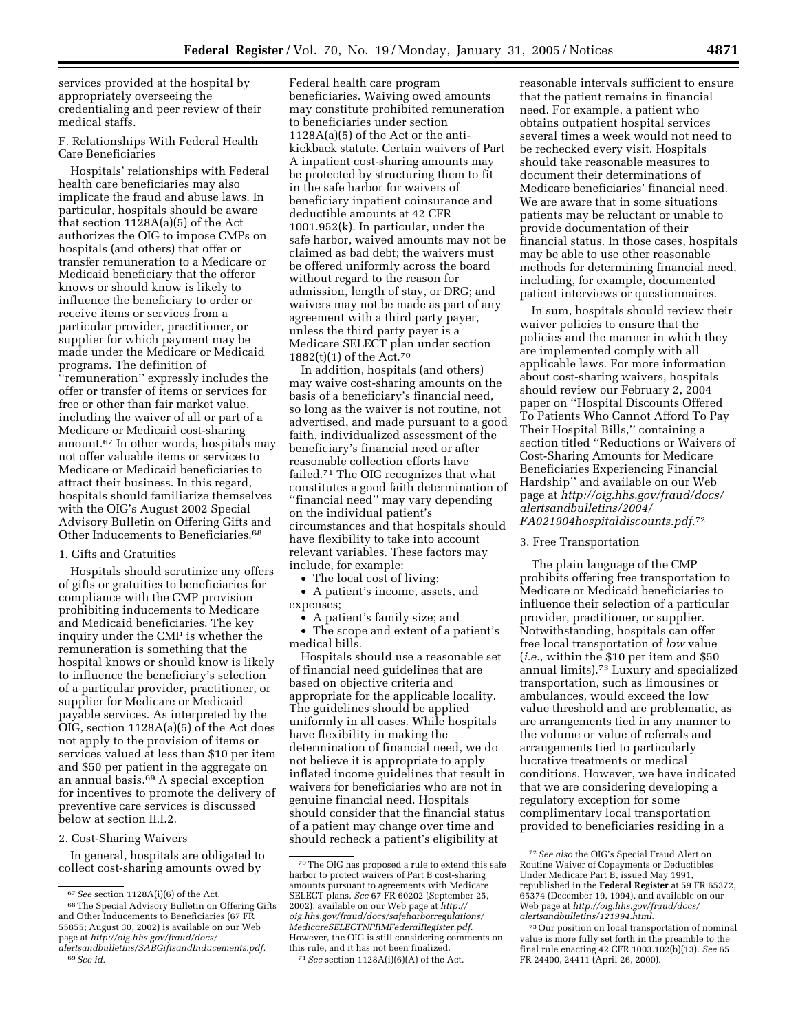services provided at the hospital by appropriately overseeing the credentialing and peer review of their medical staffs.

### F. Relationships With Federal Health Care Beneficiaries

Hospitals' relationships with Federal health care beneficiaries may also implicate the fraud and abuse laws. In particular, hospitals should be aware that section 1128A(a)(5) of the Act authorizes the OIG to impose CMPs on hospitals (and others) that offer or transfer remuneration to a Medicare or Medicaid beneficiary that the offeror knows or should know is likely to influence the beneficiary to order or receive items or services from a particular provider, practitioner, or supplier for which payment may be made under the Medicare or Medicaid programs. The definition of "remuneration" expressly includes the offer or transfer of items or services for free or other than fair market value, including the waiver of all or part of a Medicare or Medicaid cost-sharing amount.[67] In other words, hospitals may not offer valuable items or services to Medicare or Medicaid beneficiaries to attract their business. In this regard, hospitals should familiarize themselves with the OIG's August 2002 Special Advisory Bulletin on Offering Gifts and Other Inducements to Beneficiaries.[68]

#### 1. Gifts and Gratuities

Hospitals should scrutinize any offers of gifts or gratuities to beneficiaries for compliance with the CMP provision prohibiting inducements to Medicare and Medicaid beneficiaries. The key inquiry under the CMP is whether the remuneration is something that the hospital knows or should know is likely to influence the beneficiary's selection of a particular provider, practitioner, or supplier for Medicare or Medicaid payable services. As interpreted by the OIG, section 1128A(a)(5) of the Act does not apply to the provision of items or services valued at less than $10 per item and $50 per patient in the aggregate on an annual basis.[69] A special exception for incentives to promote the delivery of preventive care services is discussed below at section II.I.2.

#### 2. Cost-Sharing Waivers

In general, hospitals are obligated to collect cost-sharing amounts owed by Federal health care program beneficiaries. Waiving owed amounts may constitute prohibited remuneration to beneficiaries under section 1128A(a)(5) of the Act or the anti-kickback statute. Certain waivers of Part A inpatient cost-sharing amounts may be protected by structuring them to fit in the safe harbor for waivers of beneficiary inpatient coinsurance and deductible amounts at 42 CFR 1001.952(k). In particular, under the safe harbor, waived amounts may not be claimed as bad debt; the waivers must be offered uniformly across the board without regard to the reason for admission, length of stay, or DRG; and waivers may not be made as part of any agreement with a third party payer, unless the third party payer is a Medicare SELECT plan under section 1882(t)(1) of the Act.[70]

In addition, hospitals (and others) may waive cost-sharing amounts on the basis of a beneficiary's financial need, so long as the waiver is not routine, not advertised, and made pursuant to a good faith, individualized assessment of the beneficiary's financial need or after reasonable collection efforts have failed.[71] The OIG recognizes that what constitutes a good faith determination of "financial need" may vary depending on the individual patient's circumstances and that hospitals should have flexibility to take into account relevant variables. These factors may include, for example:

- The local cost of living;
- A patient's income, assets, and expenses;
- A patient's family size; and
- The scope and extent of a patient's medical bills.

Hospitals should use a reasonable set of financial need guidelines that are based on objective criteria and appropriate for the applicable locality. The guidelines should be applied uniformly in all cases. While hospitals have flexibility in making the determination of financial need, we do not believe it is appropriate to apply inflated income guidelines that result in waivers for beneficiaries who are not in genuine financial need. Hospitals should consider that the financial status of a patient may change over time and should recheck a patient's eligibility at reasonable intervals sufficient to ensure that the patient remains in financial need. For example, a patient who obtains outpatient hospital services several times a week would not need to be rechecked every visit. Hospitals should take reasonable measures to document their determinations of Medicare beneficiaries' financial need. We are aware that in some situations patients may be reluctant or unable to provide documentation of their financial status. In those cases, hospitals may be able to use other reasonable methods for determining financial need, including, for example, documented patient interviews or questionnaires.

In sum, hospitals should review their waiver policies to ensure that the policies and the manner in which they are implemented comply with all applicable laws. For more information about cost-sharing waivers, hospitals should review our February 2, 2004 paper on "Hospital Discounts Offered To Patients Who Cannot Afford To Pay Their Hospital Bills," containing a section titled "Reductions or Waivers of Cost-Sharing Amounts for Medicare Beneficiaries Experiencing Financial Hardship" and available on our Web page at *http://oig.hhs.gov/fraud/docs/alertsandbulletins/2004/FA021904hospitaldiscounts.pdf*.[72]

#### 3. Free Transportation

The plain language of the CMP prohibits offering free transportation to Medicare or Medicaid beneficiaries to influence their selection of a particular provider, practitioner, or supplier. Notwithstanding, hospitals can offer free local transportation of *low* value (*i.e.*, within the $10 per item and $50 annual limits).[73] Luxury and specialized transportation, such as limousines or ambulances, would exceed the low value threshold and are problematic, as are arrangements tied in any manner to the volume or value of referrals and arrangements tied to particularly lucrative treatments or medical conditions. However, we have indicated that we are considering developing a regulatory exception for some complimentary local transportation provided to beneficiaries residing in a

---

[67] *See* section 1128A(i)(6) of the Act.

[68] The Special Advisory Bulletin on Offering Gifts and Other Inducements to Beneficiaries (67 FR 55855; August 30, 2002) is available on our Web page at *http://oig.hhs.gov/fraud/docs/alertsandbulletins/SABGiftsandInducements.pdf*.

[69] *See id.*

[70] The OIG has proposed a rule to extend this safe harbor to protect waivers of Part B cost-sharing amounts pursuant to agreements with Medicare SELECT plans. *See* 67 FR 60202 (September 25, 2002), available on our Web page at *http://oig.hhs.gov/fraud/docs/safeharborregulations/MedicareSELECTNPRMFederalRegister.pdf*. However, the OIG is still considering comments on this rule, and it has not been finalized.

[71] *See* section 1128A(i)(6)(A) of the Act.

[72] *See also* the OIG's Special Fraud Alert on Routine Waiver of Copayments or Deductibles Under Medicare Part B, issued May 1991, republished in the **Federal Register** at 59 FR 65372, 65374 (December 19, 1994), and available on our Web page at *http://oig.hhs.gov/fraud/docs/alertsandbulletins/121994.html*.

[73] Our position on local transportation of nominal value is more fully set forth in the preamble to the final rule enacting 42 CFR 1003.102(b)(13). *See* 65 FR 24400, 24411 (April 26, 2000).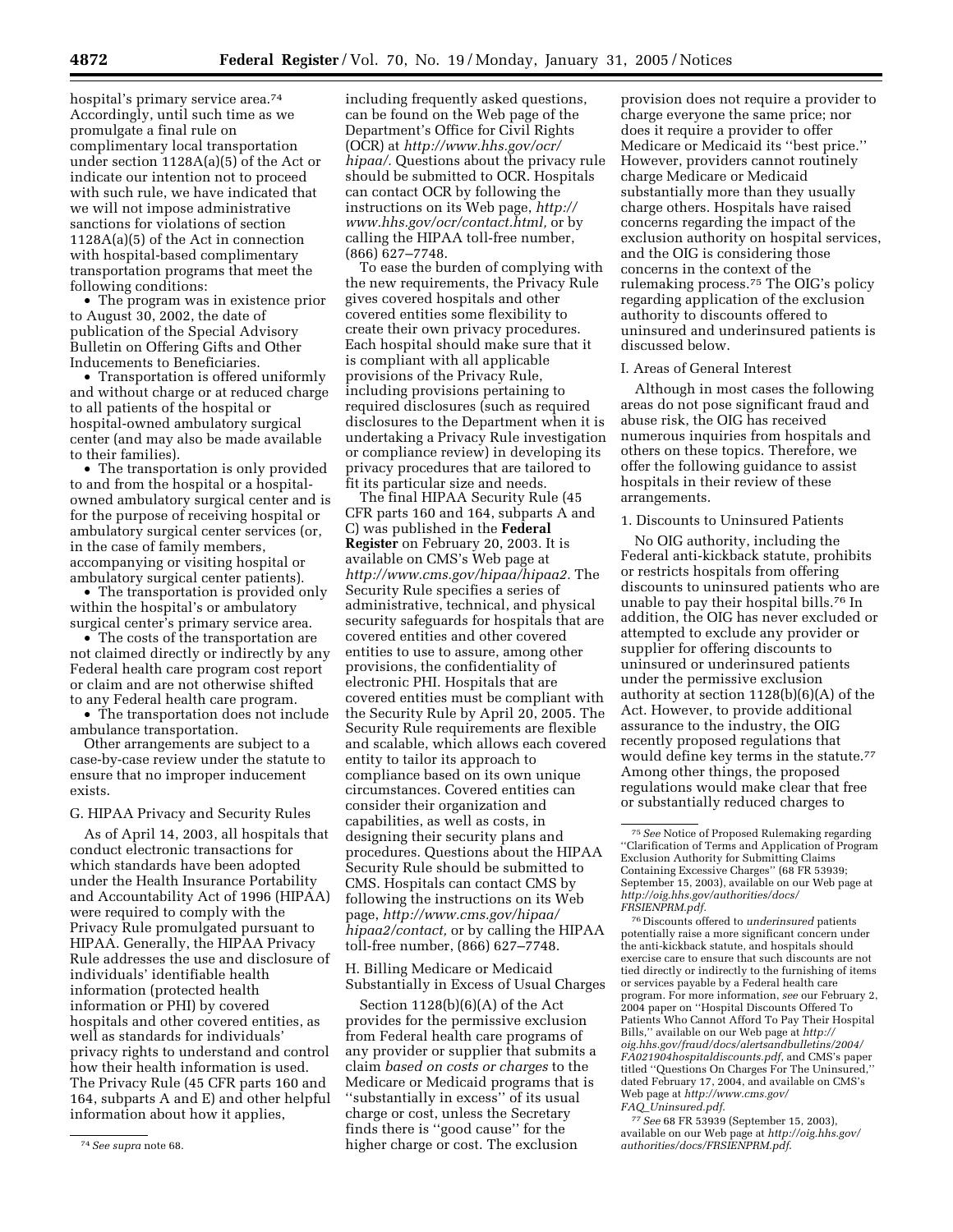hospital's primary service area.[74] Accordingly, until such time as we promulgate a final rule on complimentary local transportation under section 1128A(a)(5) of the Act or indicate our intention not to proceed with such rule, we have indicated that we will not impose administrative sanctions for violations of section 1128A(a)(5) of the Act in connection with hospital-based complimentary transportation programs that meet the following conditions:

- The program was in existence prior to August 30, 2002, the date of publication of the Special Advisory Bulletin on Offering Gifts and Other Inducements to Beneficiaries.
- Transportation is offered uniformly and without charge or at reduced charge to all patients of the hospital or hospital-owned ambulatory surgical center (and may also be made available to their families).
- The transportation is only provided to and from the hospital or a hospital-owned ambulatory surgical center and is for the purpose of receiving hospital or ambulatory surgical center services (or, in the case of family members, accompanying or visiting hospital or ambulatory surgical center patients).
- The transportation is provided only within the hospital's or ambulatory surgical center's primary service area.
- The costs of the transportation are not claimed directly or indirectly by any Federal health care program cost report or claim and are not otherwise shifted to any Federal health care program.
- The transportation does not include ambulance transportation.

Other arrangements are subject to a case-by-case review under the statute to ensure that no improper inducement exists.

### G. HIPAA Privacy and Security Rules

As of April 14, 2003, all hospitals that conduct electronic transactions for which standards have been adopted under the Health Insurance Portability and Accountability Act of 1996 (HIPAA) were required to comply with the Privacy Rule promulgated pursuant to HIPAA. Generally, the HIPAA Privacy Rule addresses the use and disclosure of individuals' identifiable health information (protected health information or PHI) by covered hospitals and other covered entities, as well as standards for individuals' privacy rights to understand and control how their health information is used. The Privacy Rule (45 CFR parts 160 and 164, subparts A and E) and other helpful information about how it applies, including frequently asked questions, can be found on the Web page of the Department's Office for Civil Rights (OCR) at *http://www.hhs.gov/ocr/hipaa/*. Questions about the privacy rule should be submitted to OCR. Hospitals can contact OCR by following the instructions on its Web page, *http://www.hhs.gov/ocr/contact.html*, or by calling the HIPAA toll-free number, (866) 627–7748.

To ease the burden of complying with the new requirements, the Privacy Rule gives covered hospitals and other covered entities some flexibility to create their own privacy procedures. Each hospital should make sure that it is compliant with all applicable provisions of the Privacy Rule, including provisions pertaining to required disclosures (such as required disclosures to the Department when it is undertaking a Privacy Rule investigation or compliance review) in developing its privacy procedures that are tailored to fit its particular size and needs.

The final HIPAA Security Rule (45 CFR parts 160 and 164, subparts A and C) was published in the **Federal Register** on February 20, 2003. It is available on CMS's Web page at *http://www.cms.gov/hipaa/hipaa2*. The Security Rule specifies a series of administrative, technical, and physical security safeguards for hospitals that are covered entities and other covered entities to use to assure, among other provisions, the confidentiality of electronic PHI. Hospitals that are covered entities must be compliant with the Security Rule by April 20, 2005. The Security Rule requirements are flexible and scalable, which allows each covered entity to tailor its approach to compliance based on its own unique circumstances. Covered entities can consider their organization and capabilities, as well as costs, in designing their security plans and procedures. Questions about the HIPAA Security Rule should be submitted to CMS. Hospitals can contact CMS by following the instructions on its Web page, *http://www.cms.gov/hipaa/hipaa2/contact*, or by calling the HIPAA toll-free number, (866) 627–7748.

### H. Billing Medicare or Medicaid Substantially in Excess of Usual Charges

Section 1128(b)(6)(A) of the Act provides for the permissive exclusion from Federal health care programs of any provider or supplier that submits a claim *based on costs or charges* to the Medicare or Medicaid programs that is ''substantially in excess'' of its usual charge or cost, unless the Secretary finds there is ''good cause'' for the higher charge or cost. The exclusion provision does not require a provider to charge everyone the same price; nor does it require a provider to offer Medicare or Medicaid its ''best price.'' However, providers cannot routinely charge Medicare or Medicaid substantially more than they usually charge others. Hospitals have raised concerns regarding the impact of the exclusion authority on hospital services, and the OIG is considering those concerns in the context of the rulemaking process.[75] The OIG's policy regarding application of the exclusion authority to discounts offered to uninsured and underinsured patients is discussed below.

### I. Areas of General Interest

Although in most cases the following areas do not pose significant fraud and abuse risk, the OIG has received numerous inquiries from hospitals and others on these topics. Therefore, we offer the following guidance to assist hospitals in their review of these arrangements.

#### 1. Discounts to Uninsured Patients

No OIG authority, including the Federal anti-kickback statute, prohibits or restricts hospitals from offering discounts to uninsured patients who are unable to pay their hospital bills.[76] In addition, the OIG has never excluded or attempted to exclude any provider or supplier for offering discounts to uninsured or underinsured patients under the permissive exclusion authority at section 1128(b)(6)(A) of the Act. However, to provide additional assurance to the industry, the OIG recently proposed regulations that would define key terms in the statute.[77] Among other things, the proposed regulations would make clear that free or substantially reduced charges to

---

[74] *See supra* note 68.

[75] *See* Notice of Proposed Rulemaking regarding ''Clarification of Terms and Application of Program Exclusion Authority for Submitting Claims Containing Excessive Charges'' (68 FR 53939; September 15, 2003), available on our Web page at *http://oig.hhs.gov/authorities/docs/FRSIENPRM.pdf*.

[76] Discounts offered to *underinsured* patients potentially raise a more significant concern under the anti-kickback statute, and hospitals should exercise care to ensure that such discounts are not tied directly or indirectly to the furnishing of items or services payable by a Federal health care program. For more information, *see* our February 2, 2004 paper on ''Hospital Discounts Offered To Patients Who Cannot Afford To Pay Their Hospital Bills,'' available on our Web page at *http://oig.hhs.gov/fraud/docs/alertsandbulletins/2004/FA021904hospitaldiscounts.pdf*, and CMS's paper titled ''Questions On Charges For The Uninsured,'' dated February 17, 2004, and available on CMS's Web page at *http://www.cms.gov/FAQ_Uninsured.pdf*.

[77] *See* 68 FR 53939 (September 15, 2003), available on our Web page at *http://oig.hhs.gov/authorities/docs/FRSIENPRM.pdf*.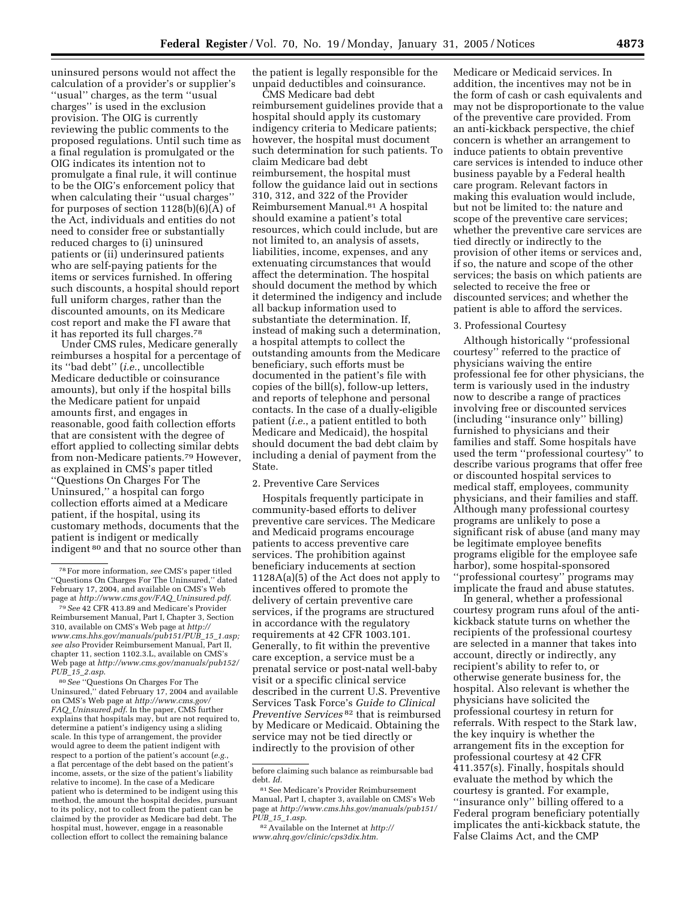uninsured persons would not affect the calculation of a provider's or supplier's "usual" charges, as the term "usual charges" is used in the exclusion provision. The OIG is currently reviewing the public comments to the proposed regulations. Until such time as a final regulation is promulgated or the OIG indicates its intention not to promulgate a final rule, it will continue to be the OIG's enforcement policy that when calculating their "usual charges" for purposes of section 1128(b)(6)(A) of the Act, individuals and entities do not need to consider free or substantially reduced charges to (i) uninsured patients or (ii) underinsured patients who are self-paying patients for the items or services furnished. In offering such discounts, a hospital should report full uniform charges, rather than the discounted amounts, on its Medicare cost report and make the FI aware that it has reported its full charges.[78]

Under CMS rules, Medicare generally reimburses a hospital for a percentage of its "bad debt" (*i.e.*, uncollectible Medicare deductible or coinsurance amounts), but only if the hospital bills the Medicare patient for unpaid amounts first, and engages in reasonable, good faith collection efforts that are consistent with the degree of effort applied to collecting similar debts from non-Medicare patients.[79] However, as explained in CMS's paper titled "Questions On Charges For The Uninsured," a hospital can forgo collection efforts aimed at a Medicare patient, if the hospital, using its customary methods, documents that the patient is indigent or medically indigent[80] and that no source other than the patient is legally responsible for the unpaid deductibles and coinsurance.

CMS Medicare bad debt reimbursement guidelines provide that a hospital should apply its customary indigency criteria to Medicare patients; however, the hospital must document such determination for such patients. To claim Medicare bad debt reimbursement, the hospital must follow the guidance laid out in sections 310, 312, and 322 of the Provider Reimbursement Manual.[81] A hospital should examine a patient's total resources, which could include, but are not limited to, an analysis of assets, liabilities, income, expenses, and any extenuating circumstances that would affect the determination. The hospital should document the method by which it determined the indigency and include all backup information used to substantiate the determination. If, instead of making such a determination, a hospital attempts to collect the outstanding amounts from the Medicare beneficiary, such efforts must be documented in the patient's file with copies of the bill(s), follow-up letters, and reports of telephone and personal contacts. In the case of a dually-eligible patient (*i.e.*, a patient entitled to both Medicare and Medicaid), the hospital should document the bad debt claim by including a denial of payment from the State.

### 2. Preventive Care Services

Hospitals frequently participate in community-based efforts to deliver preventive care services. The Medicare and Medicaid programs encourage patients to access preventive care services. The prohibition against beneficiary inducements at section 1128A(a)(5) of the Act does not apply to incentives offered to promote the delivery of certain preventive care services, if the programs are structured in accordance with the regulatory requirements at 42 CFR 1003.101. Generally, to fit within the preventive care exception, a service must be a prenatal service or post-natal well-baby visit or a specific clinical service described in the current U.S. Preventive Services Task Force's *Guide to Clinical Preventive Services*[82] that is reimbursed by Medicare or Medicaid. Obtaining the service may not be tied directly or indirectly to the provision of other Medicare or Medicaid services. In addition, the incentives may not be in the form of cash or cash equivalents and may not be disproportionate to the value of the preventive care provided. From an anti-kickback perspective, the chief concern is whether an arrangement to induce patients to obtain preventive care services is intended to induce other business payable by a Federal health care program. Relevant factors in making this evaluation would include, but not be limited to: the nature and scope of the preventive care services; whether the preventive care services are tied directly or indirectly to the provision of other items or services and, if so, the nature and scope of the other services; the basis on which patients are selected to receive the free or discounted services; and whether the patient is able to afford the services.

### 3. Professional Courtesy

Although historically "professional courtesy" referred to the practice of physicians waiving the entire professional fee for other physicians, the term is variously used in the industry now to describe a range of practices involving free or discounted services (including "insurance only" billing) furnished to physicians and their families and staff. Some hospitals have used the term "professional courtesy" to describe various programs that offer free or discounted hospital services to medical staff, employees, community physicians, and their families and staff. Although many professional courtesy programs are unlikely to pose a significant risk of abuse (and many may be legitimate employee benefits programs eligible for the employee safe harbor), some hospital-sponsored "professional courtesy" programs may implicate the fraud and abuse statutes.

In general, whether a professional courtesy program runs afoul of the anti-kickback statute turns on whether the recipients of the professional courtesy are selected in a manner that takes into account, directly or indirectly, any recipient's ability to refer to, or otherwise generate business for, the hospital. Also relevant is whether the physicians have solicited the professional courtesy in return for referrals. With respect to the Stark law, the key inquiry is whether the arrangement fits in the exception for professional courtesy at 42 CFR 411.357(s). Finally, hospitals should evaluate the method by which the courtesy is granted. For example, "insurance only" billing offered to a Federal program beneficiary potentially implicates the anti-kickback statute, the False Claims Act, and the CMP

---

[78] For more information, *see* CMS's paper titled "Questions On Charges For The Uninsured," dated February 17, 2004, and available on CMS's Web page at *http://www.cms.gov/FAQ_Uninsured.pdf*.

[79] *See* 42 CFR 413.89 and Medicare's Provider Reimbursement Manual, Part I, Chapter 3, Section 310, available on CMS's Web page at *http://www.cms.hhs.gov/manuals/pub151/PUB_15_1.asp; see also* Provider Reimbursement Manual, Part II, chapter 11, section 1102.3.L, available on CMS's Web page at *http://www.cms.gov/manuals/pub152/PUB_15_2.asp*.

[80] *See* "Questions On Charges For The Uninsured," dated February 17, 2004 and available on CMS's Web page at *http://www.cms.gov/FAQ_Uninsured.pdf*. In the paper, CMS further explains that hospitals may, but are not required to, determine a patient's indigency using a sliding scale. In this type of arrangement, the provider would agree to deem the patient indigent with respect to a portion of the patient's account (*e.g.*, a flat percentage of the debt based on the patient's income, assets, or the size of the patient's liability relative to income). In the case of a Medicare patient who is determined to be indigent using this method, the amount the hospital decides, pursuant to its policy, not to collect from the patient can be claimed by the provider as Medicare bad debt. The hospital must, however, engage in a reasonable collection effort to collect the remaining balance before claiming such balance as reimbursable bad debt. *Id.*

[81] See Medicare's Provider Reimbursement Manual, Part I, chapter 3, available on CMS's Web page at *http://www.cms.hhs.gov/manuals/pub151/PUB_15_1.asp*.

[82] Available on the Internet at *http://www.ahrq.gov/clinic/cps3dix.htm*.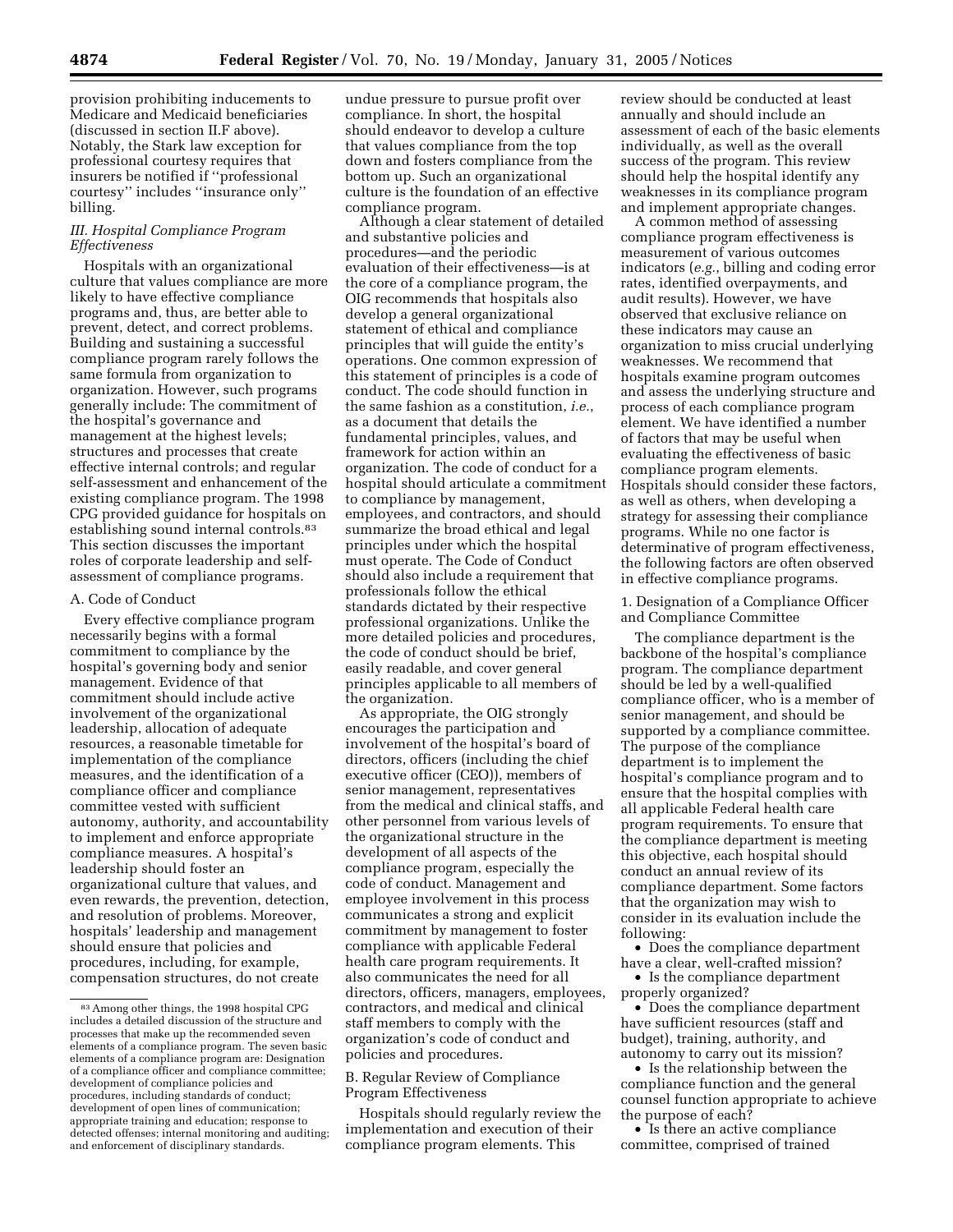provision prohibiting inducements to Medicare and Medicaid beneficiaries (discussed in section II.F above). Notably, the Stark law exception for professional courtesy requires that insurers be notified if ''professional courtesy'' includes ''insurance only'' billing.

### *III. Hospital Compliance Program Effectiveness*

Hospitals with an organizational culture that values compliance are more likely to have effective compliance programs and, thus, are better able to prevent, detect, and correct problems. Building and sustaining a successful compliance program rarely follows the same formula from organization to organization. However, such programs generally include: The commitment of the hospital's governance and management at the highest levels; structures and processes that create effective internal controls; and regular self-assessment and enhancement of the existing compliance program. The 1998 CPG provided guidance for hospitals on establishing sound internal controls.[83] This section discusses the important roles of corporate leadership and self-assessment of compliance programs.

#### A. Code of Conduct

Every effective compliance program necessarily begins with a formal commitment to compliance by the hospital's governing body and senior management. Evidence of that commitment should include active involvement of the organizational leadership, allocation of adequate resources, a reasonable timetable for implementation of the compliance measures, and the identification of a compliance officer and compliance committee vested with sufficient autonomy, authority, and accountability to implement and enforce appropriate compliance measures. A hospital's leadership should foster an organizational culture that values, and even rewards, the prevention, detection, and resolution of problems. Moreover, hospitals' leadership and management should ensure that policies and procedures, including, for example, compensation structures, do not create undue pressure to pursue profit over compliance. In short, the hospital should endeavor to develop a culture that values compliance from the top down and fosters compliance from the bottom up. Such an organizational culture is the foundation of an effective compliance program.

Although a clear statement of detailed and substantive policies and procedures—and the periodic evaluation of their effectiveness—is at the core of a compliance program, the OIG recommends that hospitals also develop a general organizational statement of ethical and compliance principles that will guide the entity's operations. One common expression of this statement of principles is a code of conduct. The code should function in the same fashion as a constitution, *i.e.*, as a document that details the fundamental principles, values, and framework for action within an organization. The code of conduct for a hospital should articulate a commitment to compliance by management, employees, and contractors, and should summarize the broad ethical and legal principles under which the hospital must operate. The Code of Conduct should also include a requirement that professionals follow the ethical standards dictated by their respective professional organizations. Unlike the more detailed policies and procedures, the code of conduct should be brief, easily readable, and cover general principles applicable to all members of the organization.

As appropriate, the OIG strongly encourages the participation and involvement of the hospital's board of directors, officers (including the chief executive officer (CEO)), members of senior management, representatives from the medical and clinical staffs, and other personnel from various levels of the organizational structure in the development of all aspects of the compliance program, especially the code of conduct. Management and employee involvement in this process communicates a strong and explicit commitment by management to foster compliance with applicable Federal health care program requirements. It also communicates the need for all directors, officers, managers, employees, contractors, and medical and clinical staff members to comply with the organization's code of conduct and policies and procedures.

#### B. Regular Review of Compliance Program Effectiveness

Hospitals should regularly review the implementation and execution of their compliance program elements. This review should be conducted at least annually and should include an assessment of each of the basic elements individually, as well as the overall success of the program. This review should help the hospital identify any weaknesses in its compliance program and implement appropriate changes.

A common method of assessing compliance program effectiveness is measurement of various outcomes indicators (*e.g.*, billing and coding error rates, identified overpayments, and audit results). However, we have observed that exclusive reliance on these indicators may cause an organization to miss crucial underlying weaknesses. We recommend that hospitals examine program outcomes and assess the underlying structure and process of each compliance program element. We have identified a number of factors that may be useful when evaluating the effectiveness of basic compliance program elements. Hospitals should consider these factors, as well as others, when developing a strategy for assessing their compliance programs. While no one factor is determinative of program effectiveness, the following factors are often observed in effective compliance programs.

##### 1. Designation of a Compliance Officer and Compliance Committee

The compliance department is the backbone of the hospital's compliance program. The compliance department should be led by a well-qualified compliance officer, who is a member of senior management, and should be supported by a compliance committee. The purpose of the compliance department is to implement the hospital's compliance program and to ensure that the hospital complies with all applicable Federal health care program requirements. To ensure that the compliance department is meeting this objective, each hospital should conduct an annual review of its compliance department. Some factors that the organization may wish to consider in its evaluation include the following:

- Does the compliance department have a clear, well-crafted mission?
- Is the compliance department properly organized?
- Does the compliance department have sufficient resources (staff and budget), training, authority, and autonomy to carry out its mission?
- Is the relationship between the compliance function and the general counsel function appropriate to achieve the purpose of each?
- Is there an active compliance committee, comprised of trained

---

[83] Among other things, the 1998 hospital CPG includes a detailed discussion of the structure and processes that make up the recommended seven elements of a compliance program. The seven basic elements of a compliance program are: Designation of a compliance officer and compliance committee; development of compliance policies and procedures, including standards of conduct; development of open lines of communication; appropriate training and education; response to detected offenses; internal monitoring and auditing; and enforcement of disciplinary standards.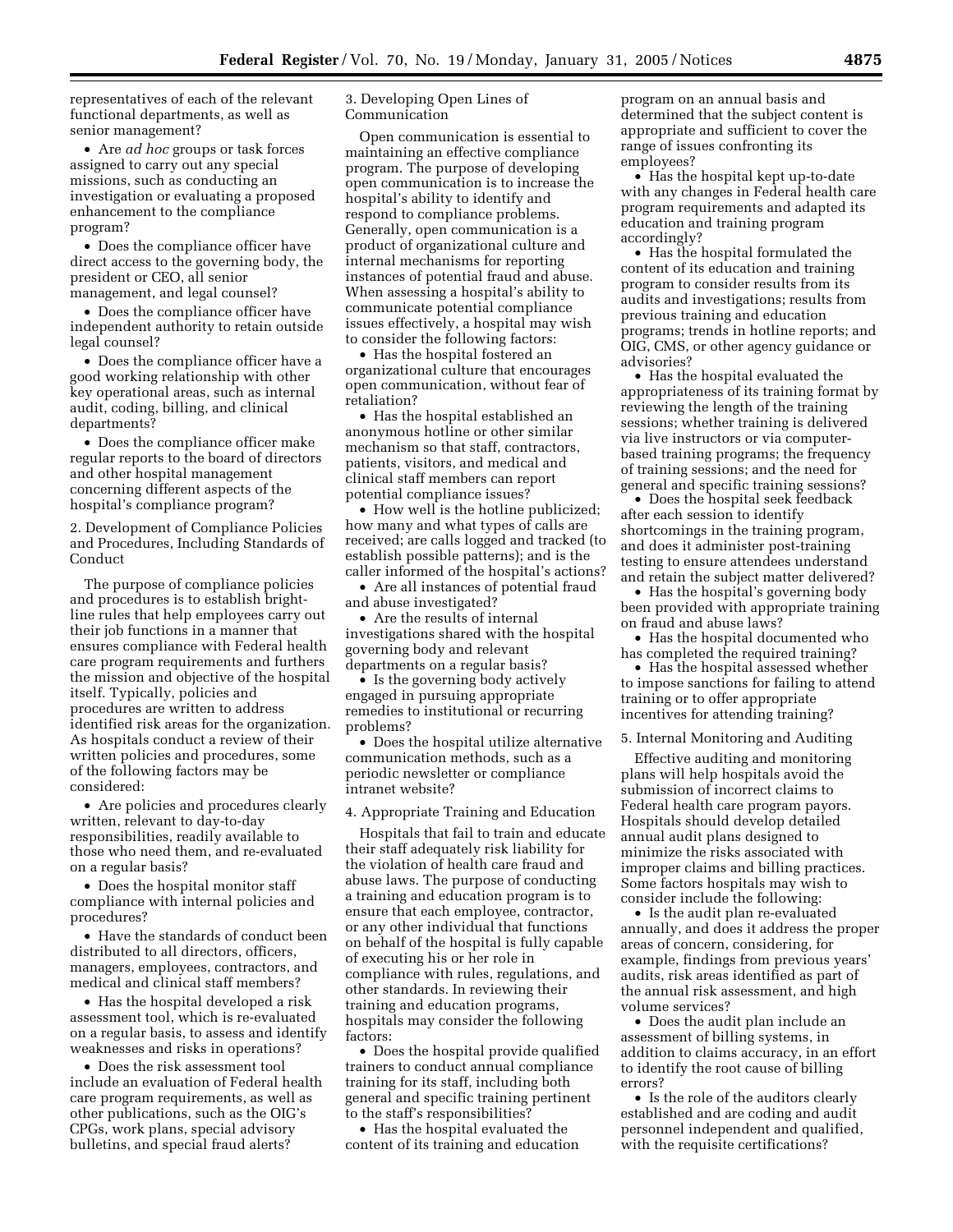representatives of each of the relevant functional departments, as well as senior management?

- Are *ad hoc* groups or task forces assigned to carry out any special missions, such as conducting an investigation or evaluating a proposed enhancement to the compliance program?
- Does the compliance officer have direct access to the governing body, the president or CEO, all senior management, and legal counsel?
- Does the compliance officer have independent authority to retain outside legal counsel?
- Does the compliance officer have a good working relationship with other key operational areas, such as internal audit, coding, billing, and clinical departments?
- Does the compliance officer make regular reports to the board of directors and other hospital management concerning different aspects of the hospital's compliance program?

2. Development of Compliance Policies and Procedures, Including Standards of Conduct

The purpose of compliance policies and procedures is to establish bright-line rules that help employees carry out their job functions in a manner that ensures compliance with Federal health care program requirements and furthers the mission and objective of the hospital itself. Typically, policies and procedures are written to address identified risk areas for the organization. As hospitals conduct a review of their written policies and procedures, some of the following factors may be considered:

- Are policies and procedures clearly written, relevant to day-to-day responsibilities, readily available to those who need them, and re-evaluated on a regular basis?
- Does the hospital monitor staff compliance with internal policies and procedures?
- Have the standards of conduct been distributed to all directors, officers, managers, employees, contractors, and medical and clinical staff members?
- Has the hospital developed a risk assessment tool, which is re-evaluated on a regular basis, to assess and identify weaknesses and risks in operations?
- Does the risk assessment tool include an evaluation of Federal health care program requirements, as well as other publications, such as the OIG's CPGs, work plans, special advisory bulletins, and special fraud alerts?

3. Developing Open Lines of Communication

Open communication is essential to maintaining an effective compliance program. The purpose of developing open communication is to increase the hospital's ability to identify and respond to compliance problems. Generally, open communication is a product of organizational culture and internal mechanisms for reporting instances of potential fraud and abuse. When assessing a hospital's ability to communicate potential compliance issues effectively, a hospital may wish to consider the following factors:

- Has the hospital fostered an organizational culture that encourages open communication, without fear of retaliation?
- Has the hospital established an anonymous hotline or other similar mechanism so that staff, contractors, patients, visitors, and medical and clinical staff members can report potential compliance issues?
- How well is the hotline publicized; how many and what types of calls are received; are calls logged and tracked (to establish possible patterns); and is the caller informed of the hospital's actions?
- Are all instances of potential fraud and abuse investigated?
- Are the results of internal investigations shared with the hospital governing body and relevant departments on a regular basis?
- Is the governing body actively engaged in pursuing appropriate remedies to institutional or recurring problems?
- Does the hospital utilize alternative communication methods, such as a periodic newsletter or compliance intranet website?

4. Appropriate Training and Education

Hospitals that fail to train and educate their staff adequately risk liability for the violation of health care fraud and abuse laws. The purpose of conducting a training and education program is to ensure that each employee, contractor, or any other individual that functions on behalf of the hospital is fully capable of executing his or her role in compliance with rules, regulations, and other standards. In reviewing their training and education programs, hospitals may consider the following factors:

- Does the hospital provide qualified trainers to conduct annual compliance training for its staff, including both general and specific training pertinent to the staff's responsibilities?
- Has the hospital evaluated the content of its training and education program on an annual basis and determined that the subject content is appropriate and sufficient to cover the range of issues confronting its employees?
- Has the hospital kept up-to-date with any changes in Federal health care program requirements and adapted its education and training program accordingly?
- Has the hospital formulated the content of its education and training program to consider results from its audits and investigations; results from previous training and education programs; trends in hotline reports; and OIG, CMS, or other agency guidance or advisories?
- Has the hospital evaluated the appropriateness of its training format by reviewing the length of the training sessions; whether training is delivered via live instructors or via computer-based training programs; the frequency of training sessions; and the need for general and specific training sessions?
- Does the hospital seek feedback after each session to identify shortcomings in the training program, and does it administer post-training testing to ensure attendees understand and retain the subject matter delivered?
- Has the hospital's governing body been provided with appropriate training on fraud and abuse laws?
- Has the hospital documented who has completed the required training?
- Has the hospital assessed whether to impose sanctions for failing to attend training or to offer appropriate incentives for attending training?

5. Internal Monitoring and Auditing

Effective auditing and monitoring plans will help hospitals avoid the submission of incorrect claims to Federal health care program payors. Hospitals should develop detailed annual audit plans designed to minimize the risks associated with improper claims and billing practices. Some factors hospitals may wish to consider include the following:

- Is the audit plan re-evaluated annually, and does it address the proper areas of concern, considering, for example, findings from previous years' audits, risk areas identified as part of the annual risk assessment, and high volume services?
- Does the audit plan include an assessment of billing systems, in addition to claims accuracy, in an effort to identify the root cause of billing errors?
- Is the role of the auditors clearly established and are coding and audit personnel independent and qualified, with the requisite certifications?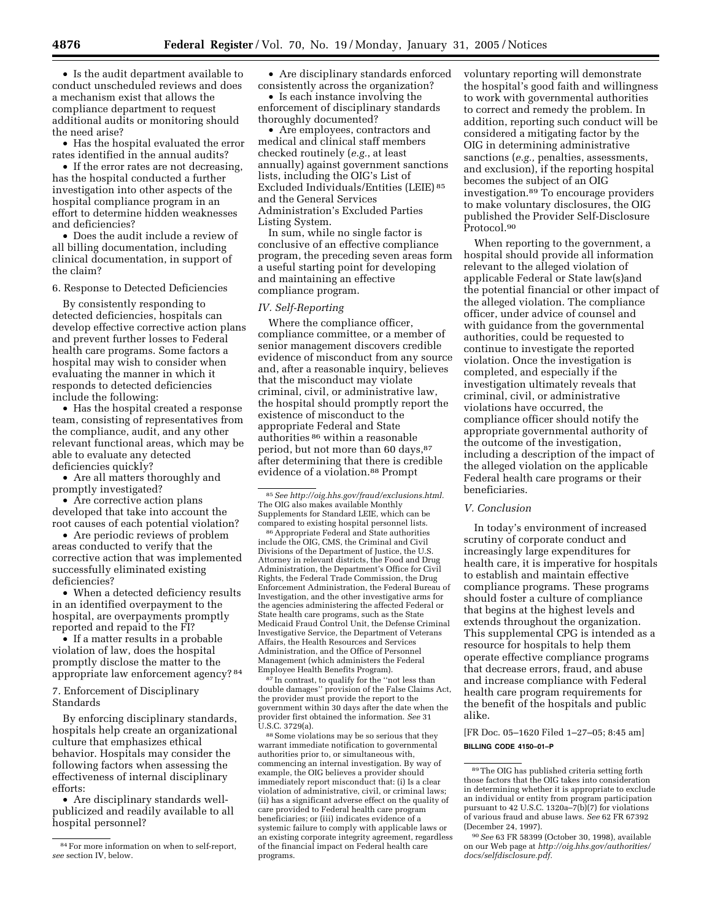- Is the audit department available to conduct unscheduled reviews and does a mechanism exist that allows the compliance department to request additional audits or monitoring should the need arise?
- Has the hospital evaluated the error rates identified in the annual audits?
- If the error rates are not decreasing, has the hospital conducted a further investigation into other aspects of the hospital compliance program in an effort to determine hidden weaknesses and deficiencies?
- Does the audit include a review of all billing documentation, including clinical documentation, in support of the claim?

6. Response to Detected Deficiencies

By consistently responding to detected deficiencies, hospitals can develop effective corrective action plans and prevent further losses to Federal health care programs. Some factors a hospital may wish to consider when evaluating the manner in which it responds to detected deficiencies include the following:

- Has the hospital created a response team, consisting of representatives from the compliance, audit, and any other relevant functional areas, which may be able to evaluate any detected deficiencies quickly?
- Are all matters thoroughly and promptly investigated?
- Are corrective action plans developed that take into account the root causes of each potential violation?
- Are periodic reviews of problem areas conducted to verify that the corrective action that was implemented successfully eliminated existing deficiencies?
- When a detected deficiency results in an identified overpayment to the hospital, are overpayments promptly reported and repaid to the FI?
- If a matter results in a probable violation of law, does the hospital promptly disclose the matter to the appropriate law enforcement agency?[84]

7. Enforcement of Disciplinary Standards

By enforcing disciplinary standards, hospitals help create an organizational culture that emphasizes ethical behavior. Hospitals may consider the following factors when assessing the effectiveness of internal disciplinary efforts:

- Are disciplinary standards well-publicized and readily available to all hospital personnel?
- Are disciplinary standards enforced consistently across the organization?
- Is each instance involving the enforcement of disciplinary standards thoroughly documented?
- Are employees, contractors and medical and clinical staff members checked routinely (*e.g.*, at least annually) against government sanctions lists, including the OIG's List of Excluded Individuals/Entities (LEIE)[85] and the General Services Administration's Excluded Parties Listing System.

In sum, while no single factor is conclusive of an effective compliance program, the preceding seven areas form a useful starting point for developing and maintaining an effective compliance program.

### *IV. Self-Reporting*

Where the compliance officer, compliance committee, or a member of senior management discovers credible evidence of misconduct from any source and, after a reasonable inquiry, believes that the misconduct may violate criminal, civil, or administrative law, the hospital should promptly report the existence of misconduct to the appropriate Federal and State authorities[86] within a reasonable period, but not more than 60 days,[87] after determining that there is credible evidence of a violation.[88] Prompt voluntary reporting will demonstrate the hospital's good faith and willingness to work with governmental authorities to correct and remedy the problem. In addition, reporting such conduct will be considered a mitigating factor by the OIG in determining administrative sanctions (*e.g.,* penalties, assessments, and exclusion), if the reporting hospital becomes the subject of an OIG investigation.[89] To encourage providers to make voluntary disclosures, the OIG published the Provider Self-Disclosure Protocol.[90]

When reporting to the government, a hospital should provide all information relevant to the alleged violation of applicable Federal or State law(s)and the potential financial or other impact of the alleged violation. The compliance officer, under advice of counsel and with guidance from the governmental authorities, could be requested to continue to investigate the reported violation. Once the investigation is completed, and especially if the investigation ultimately reveals that criminal, civil, or administrative violations have occurred, the compliance officer should notify the appropriate governmental authority of the outcome of the investigation, including a description of the impact of the alleged violation on the applicable Federal health care programs or their beneficiaries.

### *V. Conclusion*

In today's environment of increased scrutiny of corporate conduct and increasingly large expenditures for health care, it is imperative for hospitals to establish and maintain effective compliance programs. These programs should foster a culture of compliance that begins at the highest levels and extends throughout the organization. This supplemental CPG is intended as a resource for hospitals to help them operate effective compliance programs that decrease errors, fraud, and abuse and increase compliance with Federal health care program requirements for the benefit of the hospitals and public alike.

[FR Doc. 05–1620 Filed 1–27–05; 8:45 am]

**BILLING CODE 4150–01–P**

---

[84] For more information on when to self-report, *see* section IV, below.

[85] *See http://oig.hhs.gov/fraud/exclusions.html.* The OIG also makes available Monthly Supplements for Standard LEIE, which can be compared to existing hospital personnel lists.

[86] Appropriate Federal and State authorities include the OIG, CMS, the Criminal and Civil Divisions of the Department of Justice, the U.S. Attorney in relevant districts, the Food and Drug Administration, the Department's Office for Civil Rights, the Federal Trade Commission, the Drug Enforcement Administration, the Federal Bureau of Investigation, and the other investigative arms for the agencies administering the affected Federal or State health care programs, such as the State Medicaid Fraud Control Unit, the Defense Criminal Investigative Service, the Department of Veterans Affairs, the Health Resources and Services Administration, and the Office of Personnel Management (which administers the Federal Employee Health Benefits Program).

[87] In contrast, to qualify for the ''not less than double damages'' provision of the False Claims Act, the provider must provide the report to the government within 30 days after the date when the provider first obtained the information. *See* 31 U.S.C. 3729(a).

[88] Some violations may be so serious that they warrant immediate notification to governmental authorities prior to, or simultaneous with, commencing an internal investigation. By way of example, the OIG believes a provider should immediately report misconduct that: (i) Is a clear violation of administrative, civil, or criminal laws; (ii) has a significant adverse effect on the quality of care provided to Federal health care program beneficiaries; or (iii) indicates evidence of a systemic failure to comply with applicable laws or an existing corporate integrity agreement, regardless of the financial impact on Federal health care programs.

[89] The OIG has published criteria setting forth those factors that the OIG takes into consideration in determining whether it is appropriate to exclude an individual or entity from program participation pursuant to 42 U.S.C. 1320a–7(b)(7) for violations of various fraud and abuse laws. *See* 62 FR 67392 (December 24, 1997).

[90] *See* 63 FR 58399 (October 30, 1998), available on our Web page at *http://oig.hhs.gov/authorities/docs/selfdisclosure.pdf.*